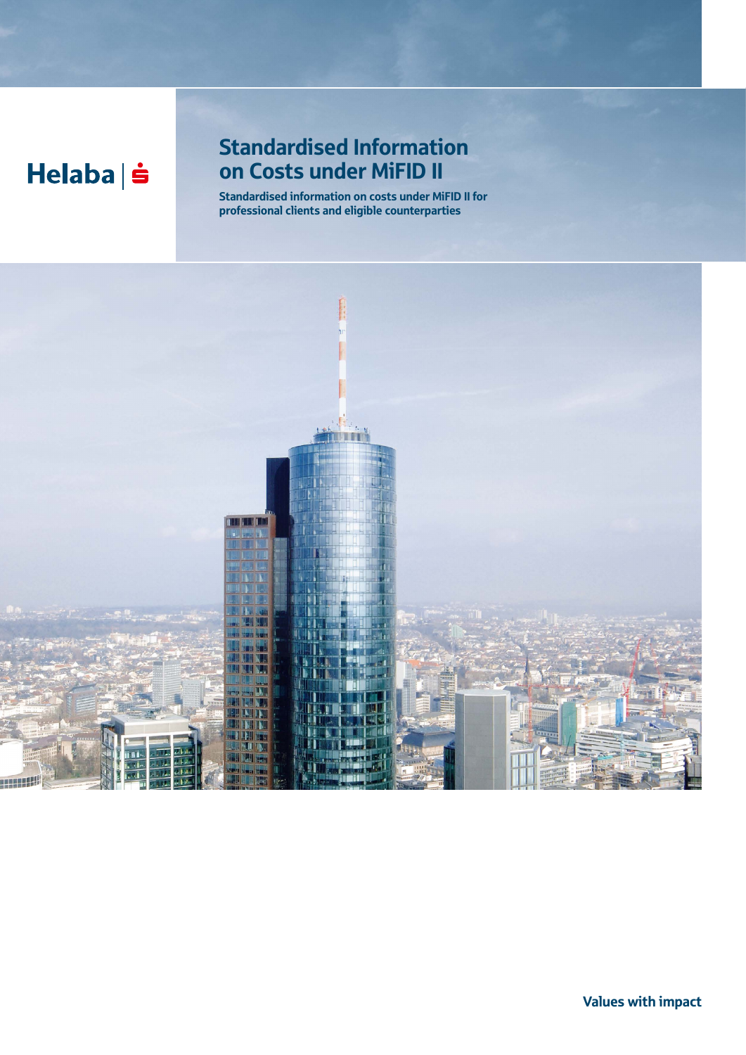Helaba

# Standardised Information on Costs under MiFID II

**Standardised information on costs under MiFID II for professional clients and eligible counterparties**

**Values with impact**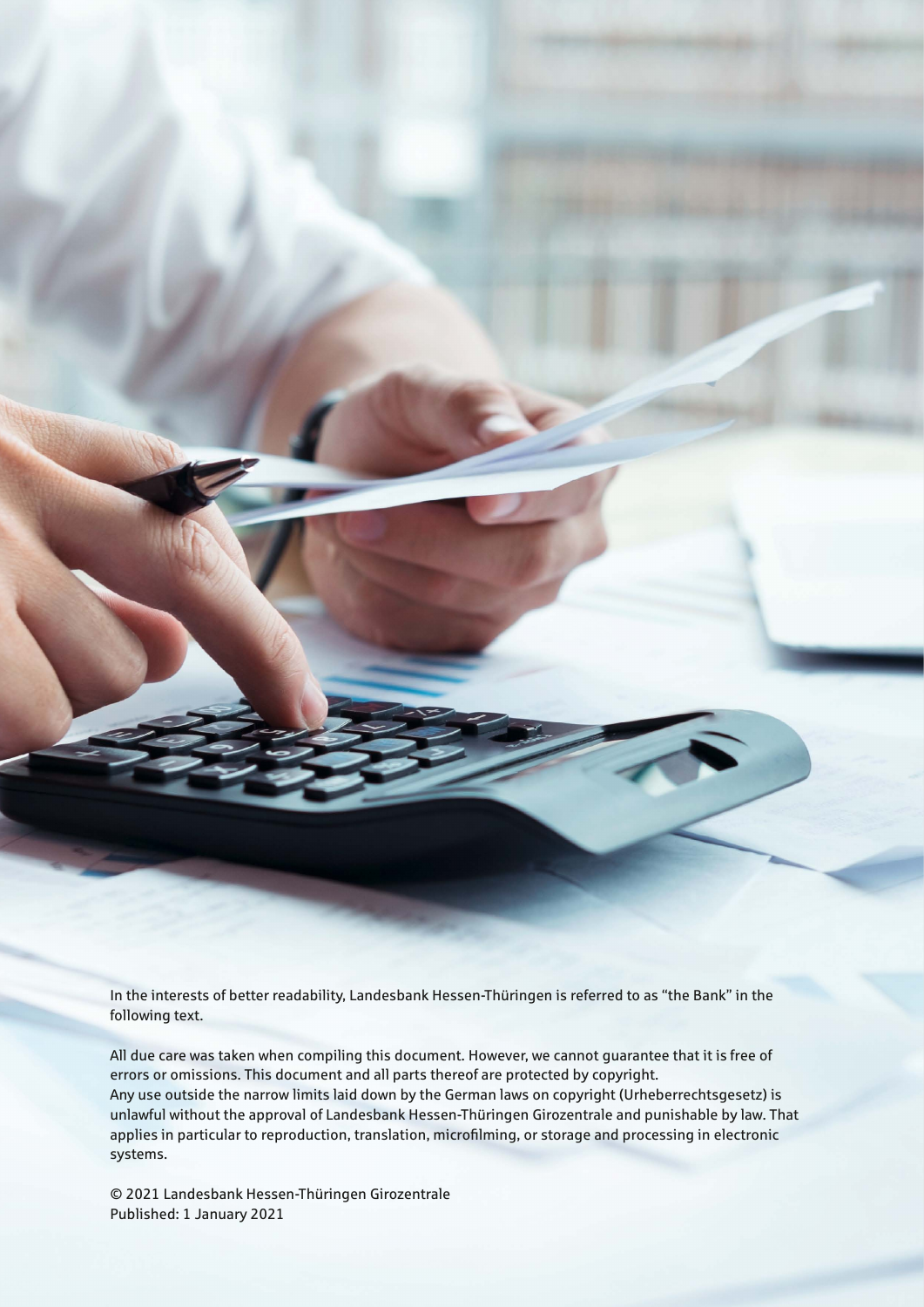In the interests of better readability, Landesbank Hessen-Thüringen is referred to as "the Bank" in the following text.

All due care was taken when compiling this document. However, we cannot guarantee that it is free of errors or omissions. This document and all parts thereof are protected by copyright. Any use outside the narrow limits laid down by the German laws on copyright (Urheberrechtsgesetz) is unlawful without the approval of Landesbank Hessen-Thüringen Girozentrale and punishable by law. That applies in particular to reproduction, translation, microfilming, or storage and processing in electronic systems.

© 2021 Landesbank Hessen-Thüringen Girozentrale
Published: 1 January 2021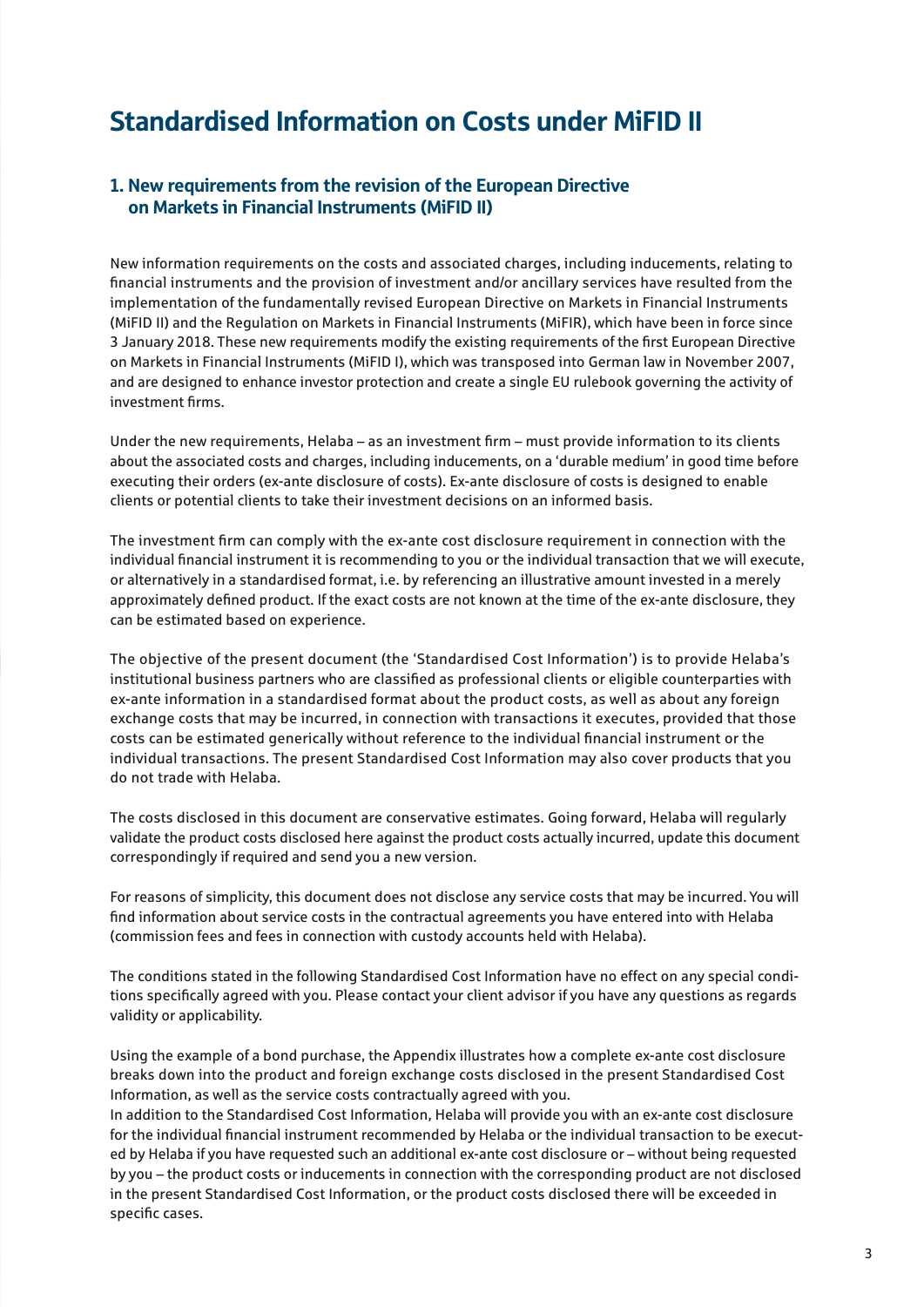# Standardised Information on Costs under MiFID II

## 1. New requirements from the revision of the European Directive on Markets in Financial Instruments (MiFID II)

New information requirements on the costs and associated charges, including inducements, relating to financial instruments and the provision of investment and/or ancillary services have resulted from the implementation of the fundamentally revised European Directive on Markets in Financial Instruments (MiFID II) and the Regulation on Markets in Financial Instruments (MiFIR), which have been in force since 3 January 2018. These new requirements modify the existing requirements of the first European Directive on Markets in Financial Instruments (MiFID I), which was transposed into German law in November 2007, and are designed to enhance investor protection and create a single EU rulebook governing the activity of investment firms.

Under the new requirements, Helaba – as an investment firm – must provide information to its clients about the associated costs and charges, including inducements, on a 'durable medium' in good time before executing their orders (ex-ante disclosure of costs). Ex-ante disclosure of costs is designed to enable clients or potential clients to take their investment decisions on an informed basis.

The investment firm can comply with the ex-ante cost disclosure requirement in connection with the individual financial instrument it is recommending to you or the individual transaction that we will execute, or alternatively in a standardised format, i.e. by referencing an illustrative amount invested in a merely approximately defined product. If the exact costs are not known at the time of the ex-ante disclosure, they can be estimated based on experience.

The objective of the present document (the 'Standardised Cost Information') is to provide Helaba's institutional business partners who are classified as professional clients or eligible counterparties with ex-ante information in a standardised format about the product costs, as well as about any foreign exchange costs that may be incurred, in connection with transactions it executes, provided that those costs can be estimated generically without reference to the individual financial instrument or the individual transactions. The present Standardised Cost Information may also cover products that you do not trade with Helaba.

The costs disclosed in this document are conservative estimates. Going forward, Helaba will regularly validate the product costs disclosed here against the product costs actually incurred, update this document correspondingly if required and send you a new version.

For reasons of simplicity, this document does not disclose any service costs that may be incurred. You will find information about service costs in the contractual agreements you have entered into with Helaba (commission fees and fees in connection with custody accounts held with Helaba).

The conditions stated in the following Standardised Cost Information have no effect on any special conditions specifically agreed with you. Please contact your client advisor if you have any questions as regards validity or applicability.

Using the example of a bond purchase, the Appendix illustrates how a complete ex-ante cost disclosure breaks down into the product and foreign exchange costs disclosed in the present Standardised Cost Information, as well as the service costs contractually agreed with you.
In addition to the Standardised Cost Information, Helaba will provide you with an ex-ante cost disclosure for the individual financial instrument recommended by Helaba or the individual transaction to be executed by Helaba if you have requested such an additional ex-ante cost disclosure or – without being requested by you – the product costs or inducements in connection with the corresponding product are not disclosed in the present Standardised Cost Information, or the product costs disclosed there will be exceeded in specific cases.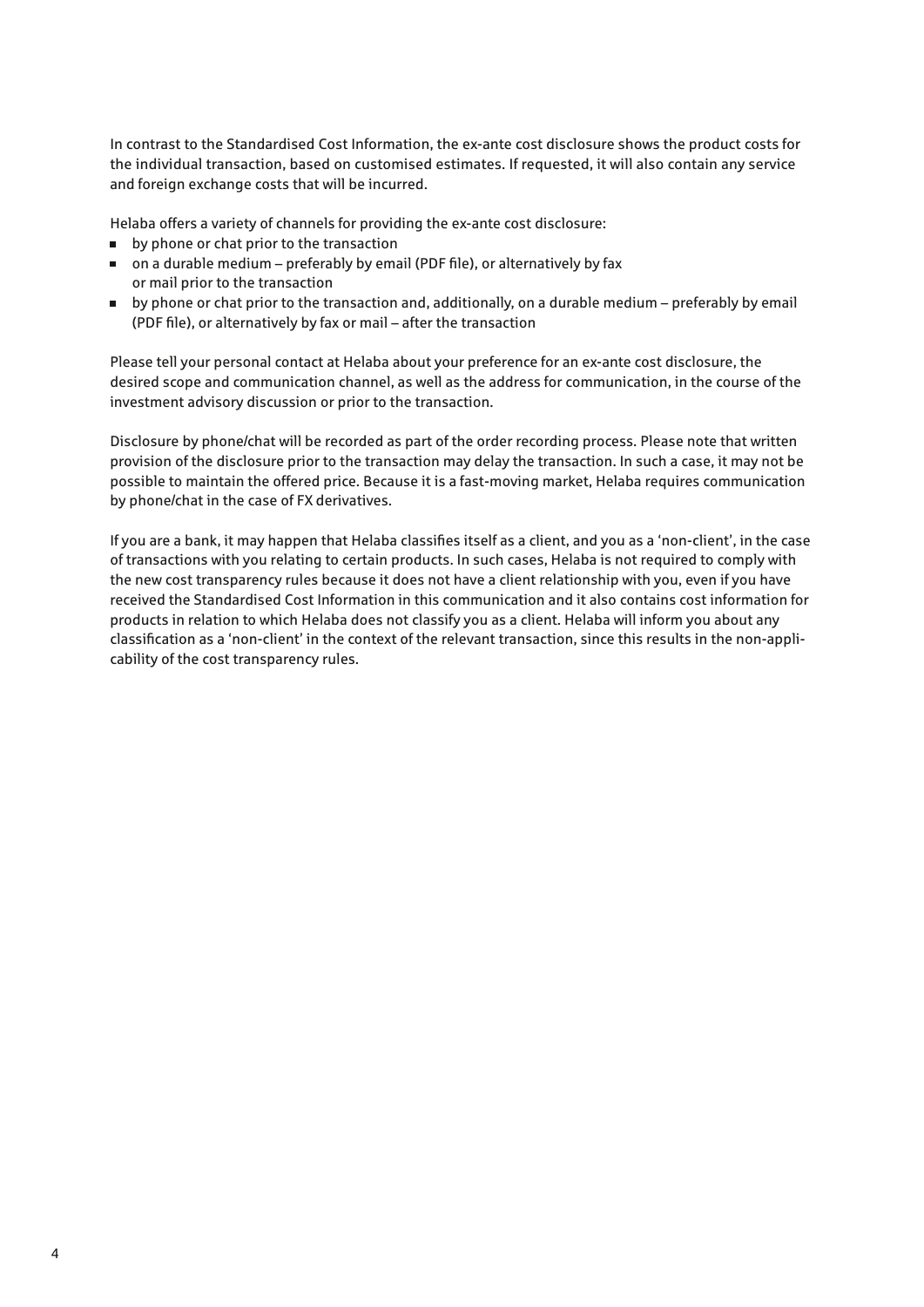In contrast to the Standardised Cost Information, the ex-ante cost disclosure shows the product costs for the individual transaction, based on customised estimates. If requested, it will also contain any service and foreign exchange costs that will be incurred.

Helaba offers a variety of channels for providing the ex-ante cost disclosure:

- by phone or chat prior to the transaction
- on a durable medium – preferably by email (PDF file), or alternatively by fax or mail prior to the transaction
- by phone or chat prior to the transaction and, additionally, on a durable medium – preferably by email (PDF file), or alternatively by fax or mail – after the transaction

Please tell your personal contact at Helaba about your preference for an ex-ante cost disclosure, the desired scope and communication channel, as well as the address for communication, in the course of the investment advisory discussion or prior to the transaction.

Disclosure by phone/chat will be recorded as part of the order recording process. Please note that written provision of the disclosure prior to the transaction may delay the transaction. In such a case, it may not be possible to maintain the offered price. Because it is a fast-moving market, Helaba requires communication by phone/chat in the case of FX derivatives.

If you are a bank, it may happen that Helaba classifies itself as a client, and you as a 'non-client', in the case of transactions with you relating to certain products. In such cases, Helaba is not required to comply with the new cost transparency rules because it does not have a client relationship with you, even if you have received the Standardised Cost Information in this communication and it also contains cost information for products in relation to which Helaba does not classify you as a client. Helaba will inform you about any classification as a 'non-client' in the context of the relevant transaction, since this results in the non-applicability of the cost transparency rules.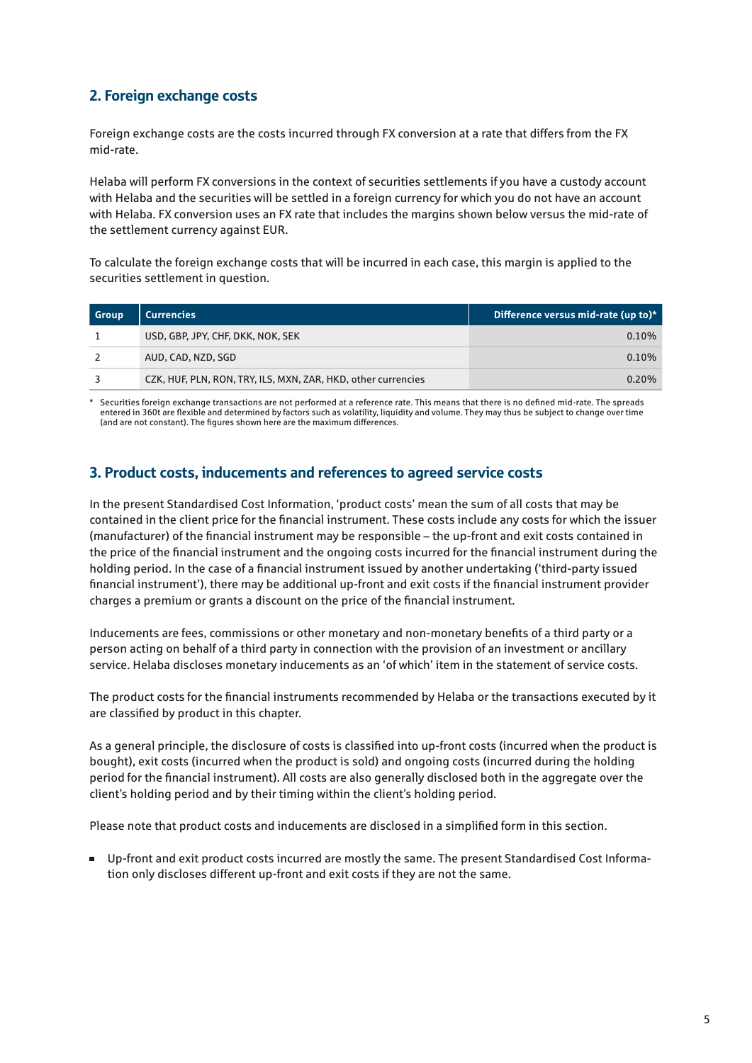## 2. Foreign exchange costs

Foreign exchange costs are the costs incurred through FX conversion at a rate that differs from the FX mid-rate.

Helaba will perform FX conversions in the context of securities settlements if you have a custody account with Helaba and the securities will be settled in a foreign currency for which you do not have an account with Helaba. FX conversion uses an FX rate that includes the margins shown below versus the mid-rate of the settlement currency against EUR.

To calculate the foreign exchange costs that will be incurred in each case, this margin is applied to the securities settlement in question.

| Group | Currencies | Difference versus mid-rate (up to)* |
|---|---|---|
| 1 | USD, GBP, JPY, CHF, DKK, NOK, SEK | 0.10% |
| 2 | AUD, CAD, NZD, SGD | 0.10% |
| 3 | CZK, HUF, PLN, RON, TRY, ILS, MXN, ZAR, HKD, other currencies | 0.20% |

\* Securities foreign exchange transactions are not performed at a reference rate. This means that there is no defined mid-rate. The spreads entered in 360t are flexible and determined by factors such as volatility, liquidity and volume. They may thus be subject to change over time (and are not constant). The figures shown here are the maximum differences.

## 3. Product costs, inducements and references to agreed service costs

In the present Standardised Cost Information, 'product costs' mean the sum of all costs that may be contained in the client price for the financial instrument. These costs include any costs for which the issuer (manufacturer) of the financial instrument may be responsible – the up-front and exit costs contained in the price of the financial instrument and the ongoing costs incurred for the financial instrument during the holding period. In the case of a financial instrument issued by another undertaking ('third-party issued financial instrument'), there may be additional up-front and exit costs if the financial instrument provider charges a premium or grants a discount on the price of the financial instrument.

Inducements are fees, commissions or other monetary and non-monetary benefits of a third party or a person acting on behalf of a third party in connection with the provision of an investment or ancillary service. Helaba discloses monetary inducements as an 'of which' item in the statement of service costs.

The product costs for the financial instruments recommended by Helaba or the transactions executed by it are classified by product in this chapter.

As a general principle, the disclosure of costs is classified into up-front costs (incurred when the product is bought), exit costs (incurred when the product is sold) and ongoing costs (incurred during the holding period for the financial instrument). All costs are also generally disclosed both in the aggregate over the client's holding period and by their timing within the client's holding period.

Please note that product costs and inducements are disclosed in a simplified form in this section.

- Up-front and exit product costs incurred are mostly the same. The present Standardised Cost Information only discloses different up-front and exit costs if they are not the same.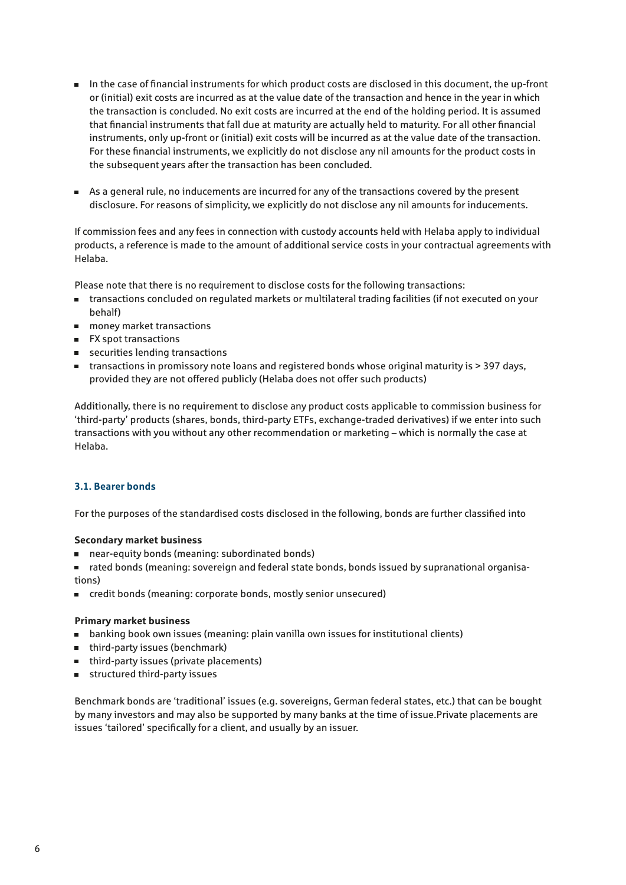- In the case of financial instruments for which product costs are disclosed in this document, the up-front or (initial) exit costs are incurred as at the value date of the transaction and hence in the year in which the transaction is concluded. No exit costs are incurred at the end of the holding period. It is assumed that financial instruments that fall due at maturity are actually held to maturity. For all other financial instruments, only up-front or (initial) exit costs will be incurred as at the value date of the transaction. For these financial instruments, we explicitly do not disclose any nil amounts for the product costs in the subsequent years after the transaction has been concluded.
- As a general rule, no inducements are incurred for any of the transactions covered by the present disclosure. For reasons of simplicity, we explicitly do not disclose any nil amounts for inducements.

If commission fees and any fees in connection with custody accounts held with Helaba apply to individual products, a reference is made to the amount of additional service costs in your contractual agreements with Helaba.

Please note that there is no requirement to disclose costs for the following transactions:

- transactions concluded on regulated markets or multilateral trading facilities (if not executed on your behalf)
- money market transactions
- FX spot transactions
- securities lending transactions
- transactions in promissory note loans and registered bonds whose original maturity is > 397 days, provided they are not offered publicly (Helaba does not offer such products)

Additionally, there is no requirement to disclose any product costs applicable to commission business for 'third-party' products (shares, bonds, third-party ETFs, exchange-traded derivatives) if we enter into such transactions with you without any other recommendation or marketing – which is normally the case at Helaba.

### 3.1. Bearer bonds

For the purposes of the standardised costs disclosed in the following, bonds are further classified into

**Secondary market business**

- near-equity bonds (meaning: subordinated bonds)
- rated bonds (meaning: sovereign and federal state bonds, bonds issued by supranational organisations)
- credit bonds (meaning: corporate bonds, mostly senior unsecured)

**Primary market business**

- banking book own issues (meaning: plain vanilla own issues for institutional clients)
- third-party issues (benchmark)
- third-party issues (private placements)
- structured third-party issues

Benchmark bonds are 'traditional' issues (e.g. sovereigns, German federal states, etc.) that can be bought by many investors and may also be supported by many banks at the time of issue.Private placements are issues 'tailored' specifically for a client, and usually by an issuer.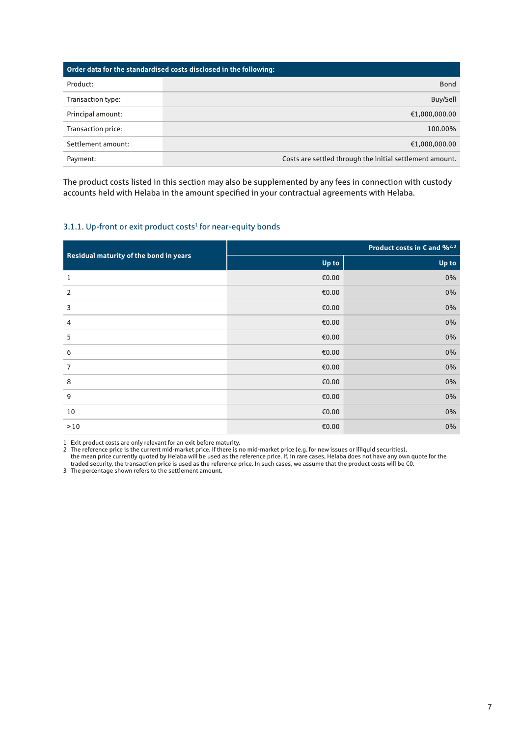| Order data for the standardised costs disclosed in the following: | |
|---|---|
| Product: | Bond |
| Transaction type: | Buy/Sell |
| Principal amount: | €1,000,000.00 |
| Transaction price: | 100.00% |
| Settlement amount: | €1,000,000.00 |
| Payment: | Costs are settled through the initial settlement amount. |

The product costs listed in this section may also be supplemented by any fees in connection with custody accounts held with Helaba in the amount specified in your contractual agreements with Helaba.

### 3.1.1. Up-front or exit product costs[1] for near-equity bonds

| Residual maturity of the bond in years | Product costs in € and %[2,3] | |
|---|---|---|
| | Up to | Up to |
| 1 | €0.00 | 0% |
| 2 | €0.00 | 0% |
| 3 | €0.00 | 0% |
| 4 | €0.00 | 0% |
| 5 | €0.00 | 0% |
| 6 | €0.00 | 0% |
| 7 | €0.00 | 0% |
| 8 | €0.00 | 0% |
| 9 | €0.00 | 0% |
| 10 | €0.00 | 0% |
| >10 | €0.00 | 0% |

1 Exit product costs are only relevant for an exit before maturity.
2 The reference price is the current mid-market price. If there is no mid-market price (e.g. for new issues or illiquid securities), the mean price currently quoted by Helaba will be used as the reference price. If, in rare cases, Helaba does not have any own quote for the traded security, the transaction price is used as the reference price. In such cases, we assume that the product costs will be €0.
3 The percentage shown refers to the settlement amount.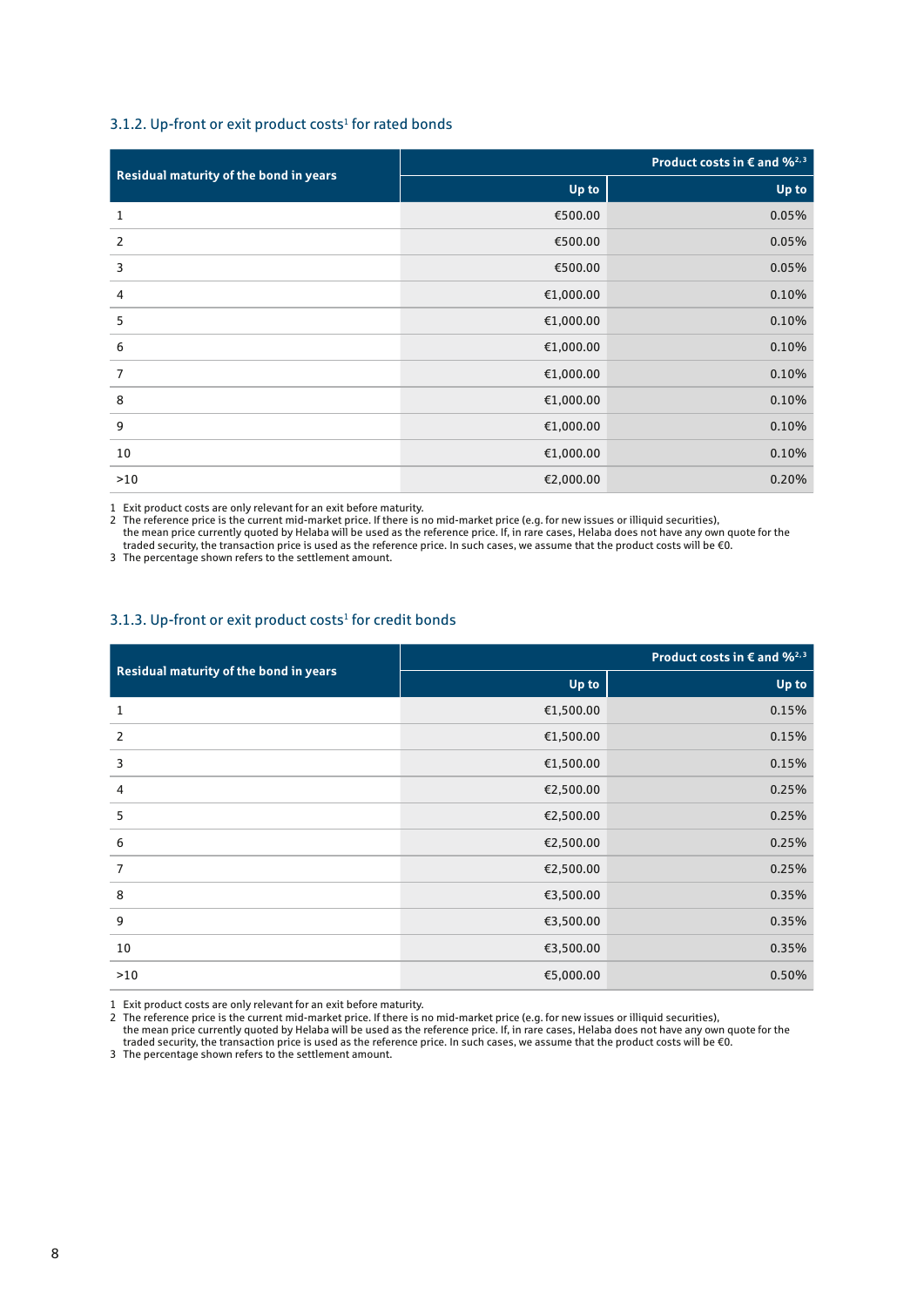### 3.1.2. Up-front or exit product costs[1] for rated bonds

| Residual maturity of the bond in years | Product costs in € and %[2, 3] | |
|---|---|---|
| | Up to | Up to |
| 1 | €500.00 | 0.05% |
| 2 | €500.00 | 0.05% |
| 3 | €500.00 | 0.05% |
| 4 | €1,000.00 | 0.10% |
| 5 | €1,000.00 | 0.10% |
| 6 | €1,000.00 | 0.10% |
| 7 | €1,000.00 | 0.10% |
| 8 | €1,000.00 | 0.10% |
| 9 | €1,000.00 | 0.10% |
| 10 | €1,000.00 | 0.10% |
| >10 | €2,000.00 | 0.20% |

1 Exit product costs are only relevant for an exit before maturity.
2 The reference price is the current mid-market price. If there is no mid-market price (e.g. for new issues or illiquid securities), the mean price currently quoted by Helaba will be used as the reference price. If, in rare cases, Helaba does not have any own quote for the traded security, the transaction price is used as the reference price. In such cases, we assume that the product costs will be €0.
3 The percentage shown refers to the settlement amount.

### 3.1.3. Up-front or exit product costs[1] for credit bonds

| Residual maturity of the bond in years | Product costs in € and %[2, 3] | |
|---|---|---|
| | Up to | Up to |
| 1 | €1,500.00 | 0.15% |
| 2 | €1,500.00 | 0.15% |
| 3 | €1,500.00 | 0.15% |
| 4 | €2,500.00 | 0.25% |
| 5 | €2,500.00 | 0.25% |
| 6 | €2,500.00 | 0.25% |
| 7 | €2,500.00 | 0.25% |
| 8 | €3,500.00 | 0.35% |
| 9 | €3,500.00 | 0.35% |
| 10 | €3,500.00 | 0.35% |
| >10 | €5,000.00 | 0.50% |

1 Exit product costs are only relevant for an exit before maturity.
2 The reference price is the current mid-market price. If there is no mid-market price (e.g. for new issues or illiquid securities), the mean price currently quoted by Helaba will be used as the reference price. If, in rare cases, Helaba does not have any own quote for the traded security, the transaction price is used as the reference price. In such cases, we assume that the product costs will be €0.
3 The percentage shown refers to the settlement amount.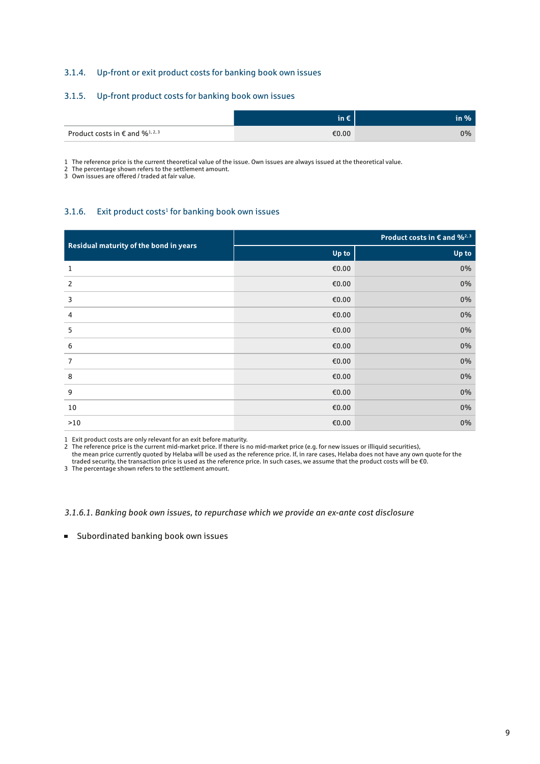### 3.1.4. Up-front or exit product costs for banking book own issues

### 3.1.5. Up-front product costs for banking book own issues

| | in € | in % |
|---|---|---|
| Product costs in € and %[1, 2, 3] | €0.00 | 0% |

1 The reference price is the current theoretical value of the issue. Own issues are always issued at the theoretical value.
2 The percentage shown refers to the settlement amount.
3 Own issues are offered / traded at fair value.

### 3.1.6. Exit product costs[1] for banking book own issues

| Residual maturity of the bond in years | Product costs in € and %[2, 3] | |
|---|---|---|
| | Up to | Up to |
| 1 | €0.00 | 0% |
| 2 | €0.00 | 0% |
| 3 | €0.00 | 0% |
| 4 | €0.00 | 0% |
| 5 | €0.00 | 0% |
| 6 | €0.00 | 0% |
| 7 | €0.00 | 0% |
| 8 | €0.00 | 0% |
| 9 | €0.00 | 0% |
| 10 | €0.00 | 0% |
| >10 | €0.00 | 0% |

1 Exit product costs are only relevant for an exit before maturity.
2 The reference price is the current mid-market price. If there is no mid-market price (e.g. for new issues or illiquid securities), the mean price currently quoted by Helaba will be used as the reference price. If, in rare cases, Helaba does not have any own quote for the traded security, the transaction price is used as the reference price. In such cases, we assume that the product costs will be €0.
3 The percentage shown refers to the settlement amount.

#### *3.1.6.1. Banking book own issues, to repurchase which we provide an ex-ante cost disclosure*

- Subordinated banking book own issues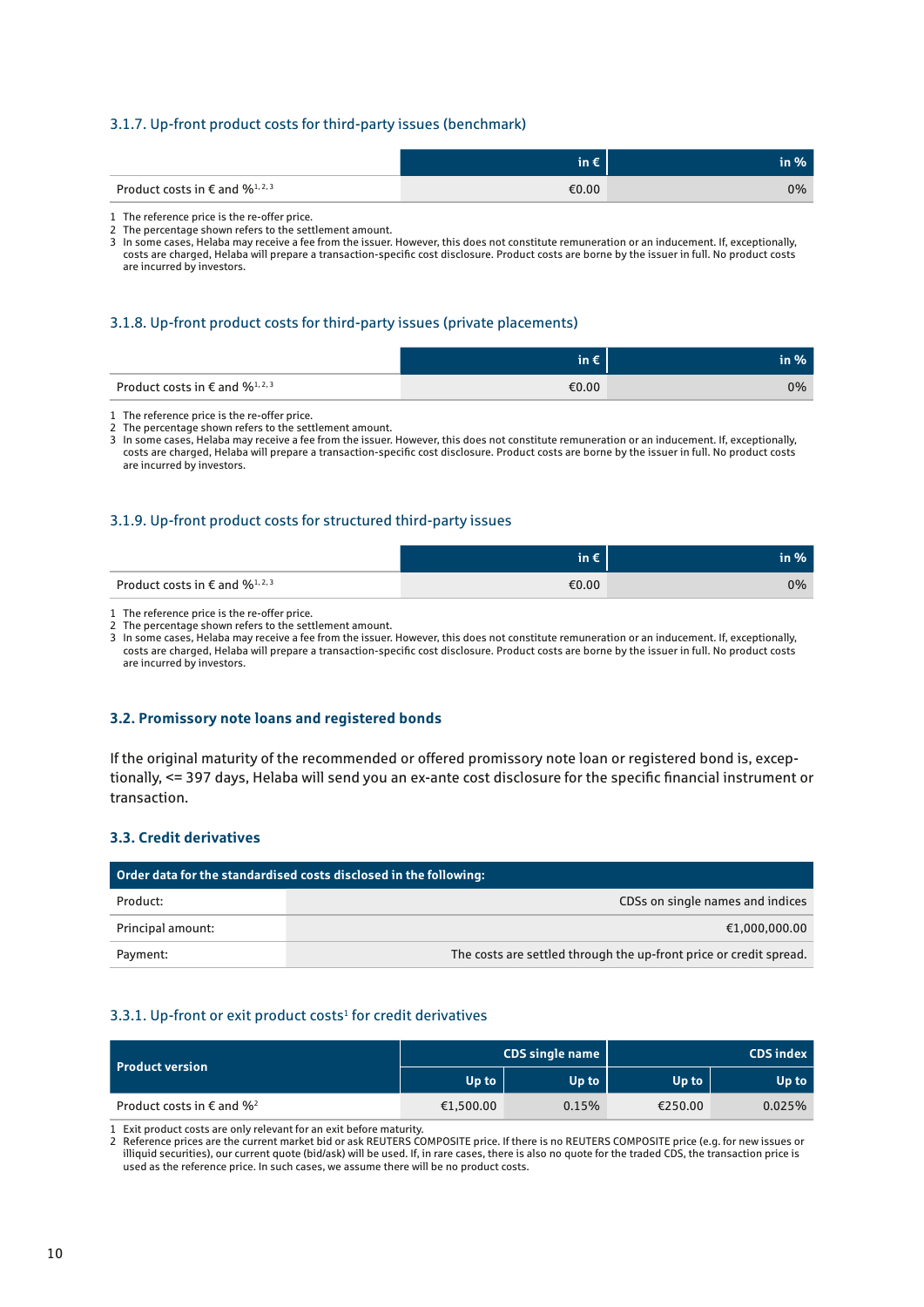### 3.1.7. Up-front product costs for third-party issues (benchmark)

| | in € | in % |
|---|---|---|
| Product costs in € and %[1, 2, 3] | €0.00 | 0% |

1 The reference price is the re-offer price.
2 The percentage shown refers to the settlement amount.
3 In some cases, Helaba may receive a fee from the issuer. However, this does not constitute remuneration or an inducement. If, exceptionally, costs are charged, Helaba will prepare a transaction-specific cost disclosure. Product costs are borne by the issuer in full. No product costs are incurred by investors.

### 3.1.8. Up-front product costs for third-party issues (private placements)

| | in € | in % |
|---|---|---|
| Product costs in € and %[1, 2, 3] | €0.00 | 0% |

1 The reference price is the re-offer price.
2 The percentage shown refers to the settlement amount.
3 In some cases, Helaba may receive a fee from the issuer. However, this does not constitute remuneration or an inducement. If, exceptionally, costs are charged, Helaba will prepare a transaction-specific cost disclosure. Product costs are borne by the issuer in full. No product costs are incurred by investors.

### 3.1.9. Up-front product costs for structured third-party issues

| | in € | in % |
|---|---|---|
| Product costs in € and %[1, 2, 3] | €0.00 | 0% |

1 The reference price is the re-offer price.
2 The percentage shown refers to the settlement amount.
3 In some cases, Helaba may receive a fee from the issuer. However, this does not constitute remuneration or an inducement. If, exceptionally, costs are charged, Helaba will prepare a transaction-specific cost disclosure. Product costs are borne by the issuer in full. No product costs are incurred by investors.

## 3.2. Promissory note loans and registered bonds

If the original maturity of the recommended or offered promissory note loan or registered bond is, exceptionally, <= 397 days, Helaba will send you an ex-ante cost disclosure for the specific financial instrument or transaction.

## 3.3. Credit derivatives

| Order data for the standardised costs disclosed in the following: | |
|---|---|
| Product: | CDSs on single names and indices |
| Principal amount: | €1,000,000.00 |
| Payment: | The costs are settled through the up-front price or credit spread. |

### 3.3.1. Up-front or exit product costs[1] for credit derivatives

| Product version | CDS single name | | CDS index | |
|---|---|---|---|---|
| | Up to | Up to | Up to | Up to |
| Product costs in € and %[2] | €1,500.00 | 0.15% | €250.00 | 0.025% |

1 Exit product costs are only relevant for an exit before maturity.
2 Reference prices are the current market bid or ask REUTERS COMPOSITE price. If there is no REUTERS COMPOSITE price (e.g. for new issues or illiquid securities), our current quote (bid/ask) will be used. If, in rare cases, there is also no quote for the traded CDS, the transaction price is used as the reference price. In such cases, we assume there will be no product costs.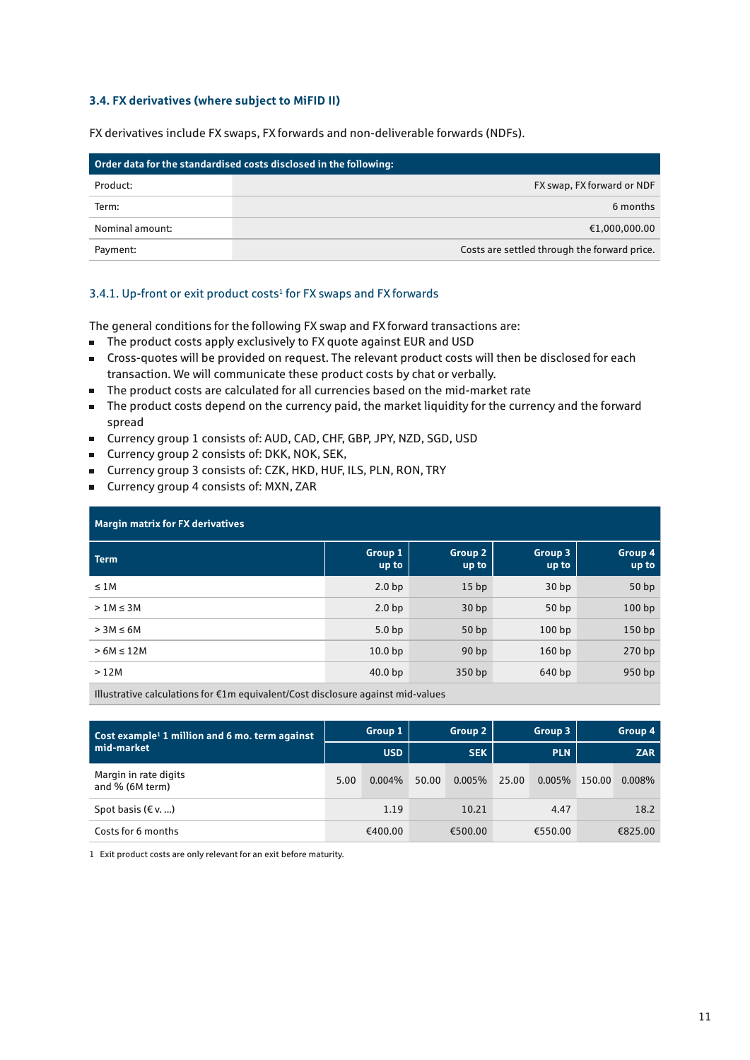### 3.4. FX derivatives (where subject to MiFID II)

FX derivatives include FX swaps, FX forwards and non-deliverable forwards (NDFs).

| Order data for the standardised costs disclosed in the following: | |
|---|---|
| Product: | FX swap, FX forward or NDF |
| Term: | 6 months |
| Nominal amount: | €1,000,000.00 |
| Payment: | Costs are settled through the forward price. |

#### 3.4.1. Up-front or exit product costs[1] for FX swaps and FX forwards

The general conditions for the following FX swap and FX forward transactions are:

- The product costs apply exclusively to FX quote against EUR and USD
- Cross-quotes will be provided on request. The relevant product costs will then be disclosed for each transaction. We will communicate these product costs by chat or verbally.
- The product costs are calculated for all currencies based on the mid-market rate
- The product costs depend on the currency paid, the market liquidity for the currency and the forward spread
- Currency group 1 consists of: AUD, CAD, CHF, GBP, JPY, NZD, SGD, USD
- Currency group 2 consists of: DKK, NOK, SEK,
- Currency group 3 consists of: CZK, HKD, HUF, ILS, PLN, RON, TRY
- Currency group 4 consists of: MXN, ZAR

**Margin matrix for FX derivatives**

| Term | Group 1 up to | Group 2 up to | Group 3 up to | Group 4 up to |
|---|---|---|---|---|
| ≤ 1M | 2.0 bp | 15 bp | 30 bp | 50 bp |
| > 1M ≤ 3M | 2.0 bp | 30 bp | 50 bp | 100 bp |
| > 3M ≤ 6M | 5.0 bp | 50 bp | 100 bp | 150 bp |
| > 6M ≤ 12M | 10.0 bp | 90 bp | 160 bp | 270 bp |
| > 12M | 40.0 bp | 350 bp | 640 bp | 950 bp |
| Illustrative calculations for €1m equivalent/Cost disclosure against mid-values | | | | |

| Cost example[1] 1 million and 6 mo. term against mid-market | Group 1 | | Group 2 | | Group 3 | | Group 4 | |
|---|---|---|---|---|---|---|---|---|
| | USD | | SEK | | PLN | | ZAR | |
| Margin in rate digits and % (6M term) | 5.00 | 0.004% | 50.00 | 0.005% | 25.00 | 0.005% | 150.00 | 0.008% |
| Spot basis (€ v. ...) | 1.19 | | 10.21 | | 4.47 | | 18.2 | |
| Costs for 6 months | €400.00 | | €500.00 | | €550.00 | | €825.00 | |

1 Exit product costs are only relevant for an exit before maturity.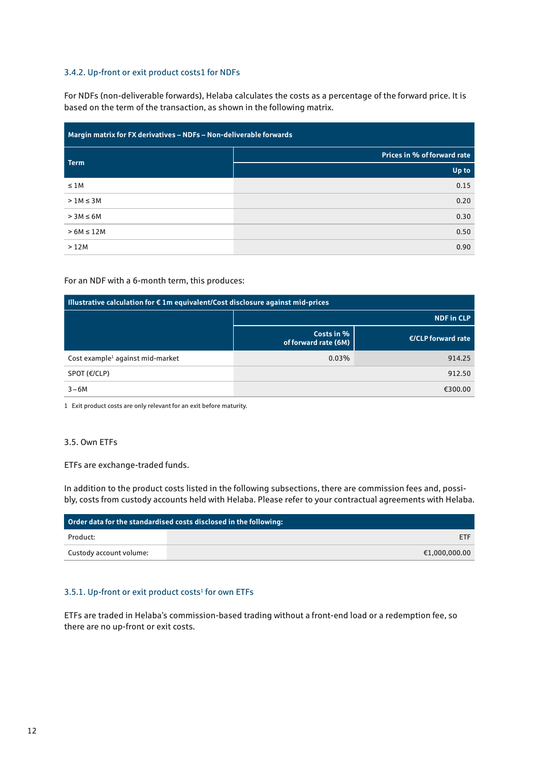### 3.4.2. Up-front or exit product costs1 for NDFs

For NDFs (non-deliverable forwards), Helaba calculates the costs as a percentage of the forward price. It is based on the term of the transaction, as shown in the following matrix.

| Margin matrix for FX derivatives – NDFs – Non-deliverable forwards | |
|---|---|
| Term | Prices in % of forward rate |
| | Up to |
| ≤ 1M | 0.15 |
| > 1M ≤ 3M | 0.20 |
| > 3M ≤ 6M | 0.30 |
| > 6M ≤ 12M | 0.50 |
| > 12M | 0.90 |

For an NDF with a 6-month term, this produces:

| Illustrative calculation for € 1m equivalent/Cost disclosure against mid-prices | | |
|---|---|---|
| | NDF in CLP | |
| | Costs in % of forward rate (6M) | €/CLP forward rate |
| Cost example[1] against mid-market | 0.03% | 914.25 |
| SPOT (€/CLP) | | 912.50 |
| 3 – 6M | | €300.00 |

1 Exit product costs are only relevant for an exit before maturity.

### 3.5. Own ETFs

ETFs are exchange-traded funds.

In addition to the product costs listed in the following subsections, there are commission fees and, possibly, costs from custody accounts held with Helaba. Please refer to your contractual agreements with Helaba.

| Order data for the standardised costs disclosed in the following: | |
|---|---|
| Product: | ETF |
| Custody account volume: | €1,000,000.00 |

### 3.5.1. Up-front or exit product costs[1] for own ETFs

ETFs are traded in Helaba's commission-based trading without a front-end load or a redemption fee, so there are no up-front or exit costs.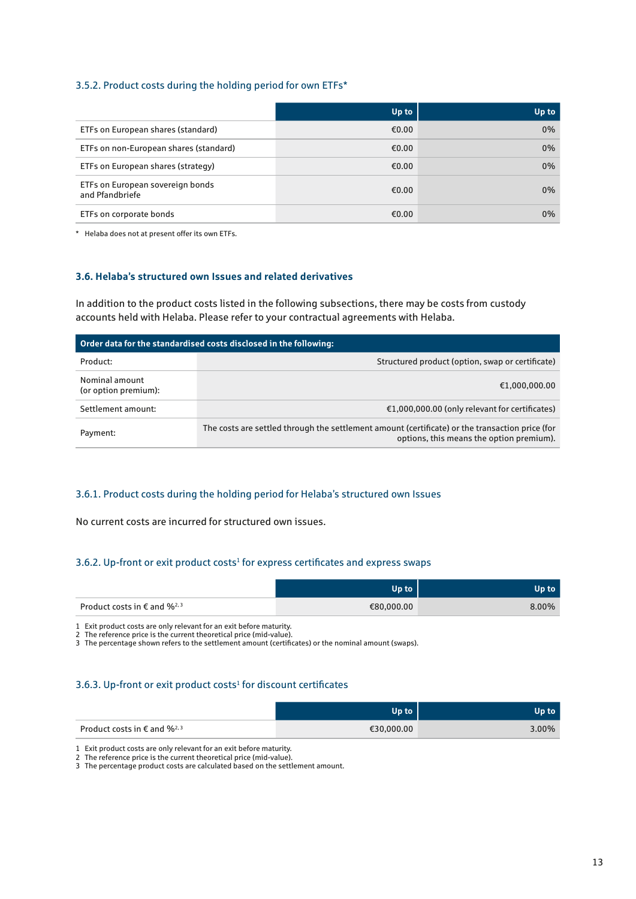### 3.5.2. Product costs during the holding period for own ETFs*

| | Up to | Up to |
|---|---:|---:|
| ETFs on European shares (standard) | €0.00 | 0% |
| ETFs on non-European shares (standard) | €0.00 | 0% |
| ETFs on European shares (strategy) | €0.00 | 0% |
| ETFs on European sovereign bonds and Pfandbriefe | €0.00 | 0% |
| ETFs on corporate bonds | €0.00 | 0% |

* Helaba does not at present offer its own ETFs.

## 3.6. Helaba's structured own Issues and related derivatives

In addition to the product costs listed in the following subsections, there may be costs from custody accounts held with Helaba. Please refer to your contractual agreements with Helaba.

| Order data for the standardised costs disclosed in the following: | |
|---|---:|
| Product: | Structured product (option, swap or certificate) |
| Nominal amount (or option premium): | €1,000,000.00 |
| Settlement amount: | €1,000,000.00 (only relevant for certificates) |
| Payment: | The costs are settled through the settlement amount (certificate) or the transaction price (for options, this means the option premium). |

### 3.6.1. Product costs during the holding period for Helaba's structured own Issues

No current costs are incurred for structured own issues.

### 3.6.2. Up-front or exit product costs[1] for express certificates and express swaps

| | Up to | Up to |
|---|---:|---:|
| Product costs in € and %[2, 3] | €80,000.00 | 8.00% |

1 Exit product costs are only relevant for an exit before maturity.
2 The reference price is the current theoretical price (mid-value).
3 The percentage shown refers to the settlement amount (certificates) or the nominal amount (swaps).

### 3.6.3. Up-front or exit product costs[1] for discount certificates

| | Up to | Up to |
|---|---:|---:|
| Product costs in € and %[2, 3] | €30,000.00 | 3.00% |

1 Exit product costs are only relevant for an exit before maturity.
2 The reference price is the current theoretical price (mid-value).
3 The percentage product costs are calculated based on the settlement amount.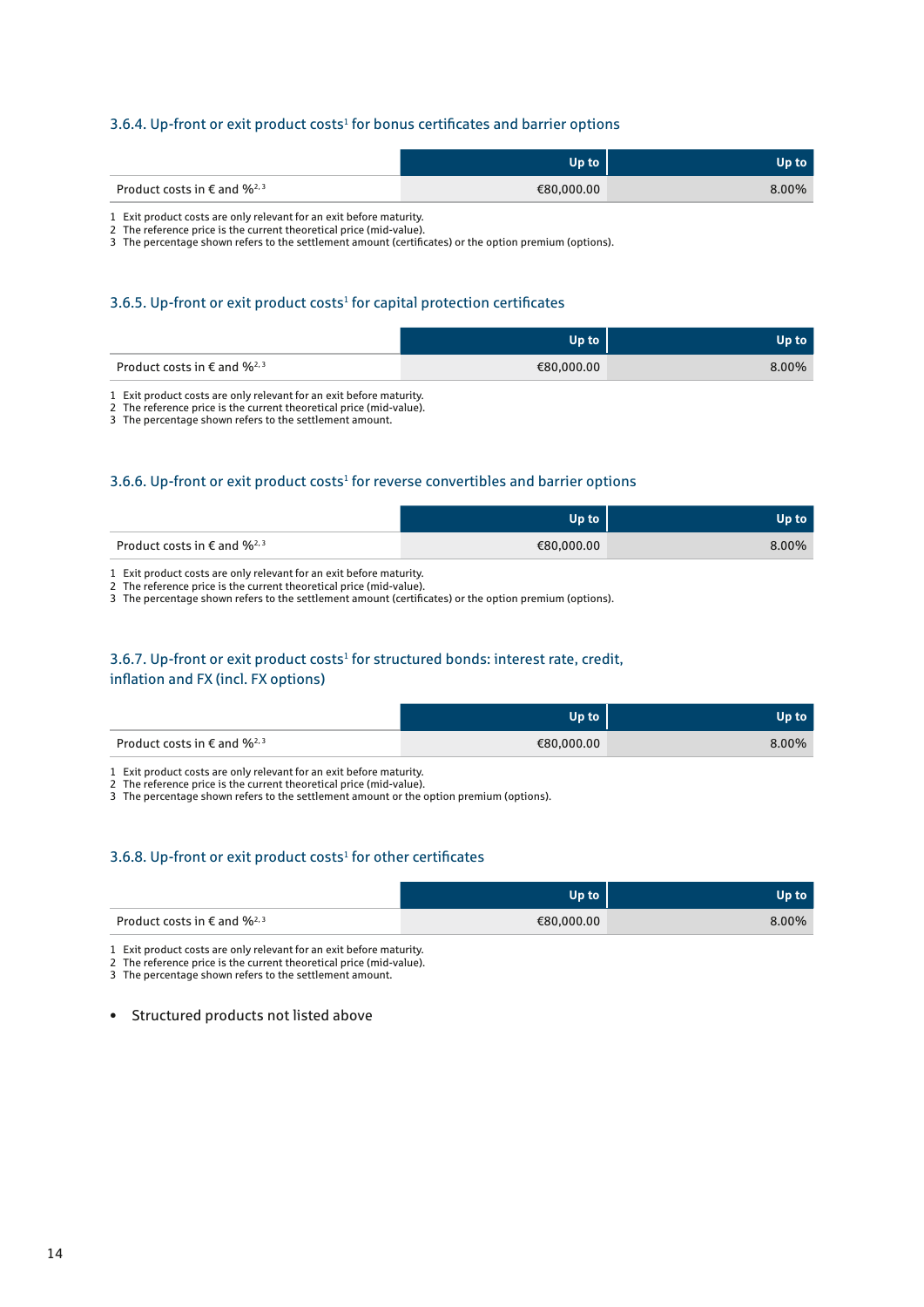### 3.6.4. Up-front or exit product costs[1] for bonus certificates and barrier options

| | Up to | Up to |
|---|---|---|
| Product costs in € and %[2, 3] | €80,000.00 | 8.00% |

1 Exit product costs are only relevant for an exit before maturity.
2 The reference price is the current theoretical price (mid-value).
3 The percentage shown refers to the settlement amount (certificates) or the option premium (options).

### 3.6.5. Up-front or exit product costs[1] for capital protection certificates

| | Up to | Up to |
|---|---|---|
| Product costs in € and %[2, 3] | €80,000.00 | 8.00% |

1 Exit product costs are only relevant for an exit before maturity.
2 The reference price is the current theoretical price (mid-value).
3 The percentage shown refers to the settlement amount.

### 3.6.6. Up-front or exit product costs[1] for reverse convertibles and barrier options

| | Up to | Up to |
|---|---|---|
| Product costs in € and %[2, 3] | €80,000.00 | 8.00% |

1 Exit product costs are only relevant for an exit before maturity.
2 The reference price is the current theoretical price (mid-value).
3 The percentage shown refers to the settlement amount (certificates) or the option premium (options).

### 3.6.7. Up-front or exit product costs[1] for structured bonds: interest rate, credit, inflation and FX (incl. FX options)

| | Up to | Up to |
|---|---|---|
| Product costs in € and %[2, 3] | €80,000.00 | 8.00% |

1 Exit product costs are only relevant for an exit before maturity.
2 The reference price is the current theoretical price (mid-value).
3 The percentage shown refers to the settlement amount or the option premium (options).

### 3.6.8. Up-front or exit product costs[1] for other certificates

| | Up to | Up to |
|---|---|---|
| Product costs in € and %[2, 3] | €80,000.00 | 8.00% |

1 Exit product costs are only relevant for an exit before maturity.
2 The reference price is the current theoretical price (mid-value).
3 The percentage shown refers to the settlement amount.

- Structured products not listed above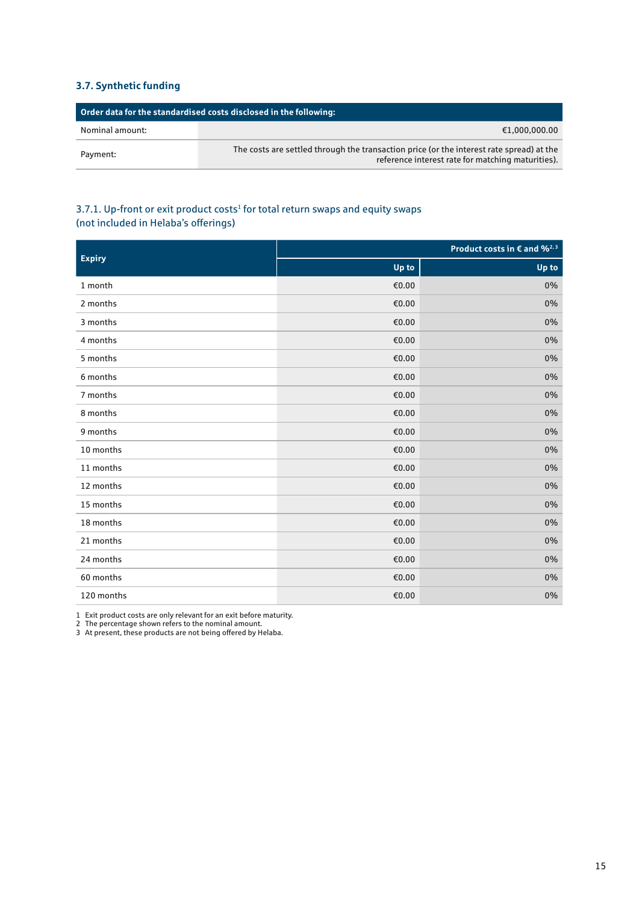## 3.7. Synthetic funding

| Order data for the standardised costs disclosed in the following: | |
|---|---|
| Nominal amount: | €1,000,000.00 |
| Payment: | The costs are settled through the transaction price (or the interest rate spread) at the reference interest rate for matching maturities). |

### 3.7.1. Up-front or exit product costs[1] for total return swaps and equity swaps (not included in Helaba's offerings)

| Expiry | Product costs in € and %[2, 3] | |
|---|---|---|
| | Up to | Up to |
| 1 month | €0.00 | 0% |
| 2 months | €0.00 | 0% |
| 3 months | €0.00 | 0% |
| 4 months | €0.00 | 0% |
| 5 months | €0.00 | 0% |
| 6 months | €0.00 | 0% |
| 7 months | €0.00 | 0% |
| 8 months | €0.00 | 0% |
| 9 months | €0.00 | 0% |
| 10 months | €0.00 | 0% |
| 11 months | €0.00 | 0% |
| 12 months | €0.00 | 0% |
| 15 months | €0.00 | 0% |
| 18 months | €0.00 | 0% |
| 21 months | €0.00 | 0% |
| 24 months | €0.00 | 0% |
| 60 months | €0.00 | 0% |
| 120 months | €0.00 | 0% |

1 Exit product costs are only relevant for an exit before maturity.
2 The percentage shown refers to the nominal amount.
3 At present, these products are not being offered by Helaba.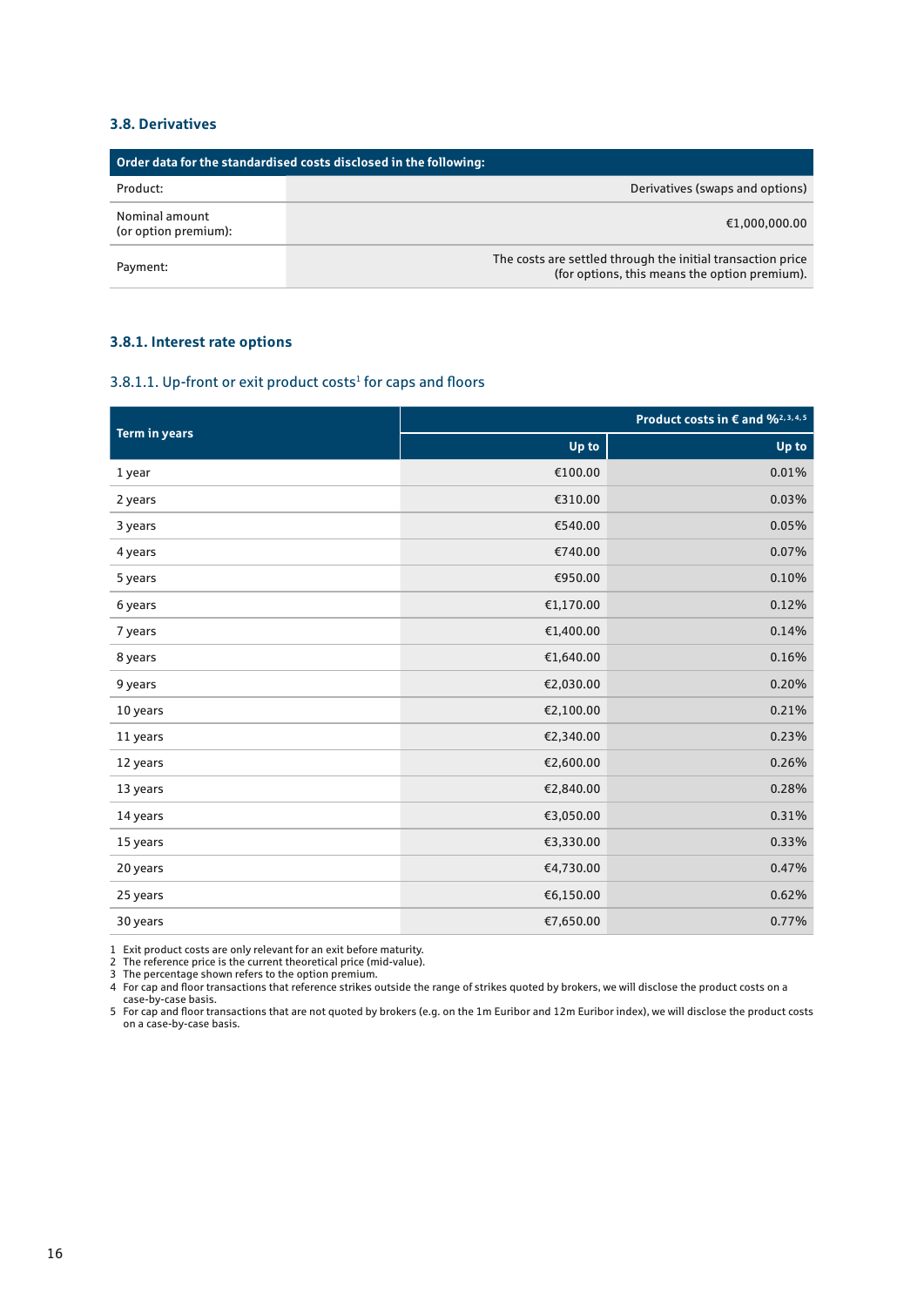### 3.8. Derivatives

| Order data for the standardised costs disclosed in the following: | |
|---|---|
| Product: | Derivatives (swaps and options) |
| Nominal amount (or option premium): | €1,000,000.00 |
| Payment: | The costs are settled through the initial transaction price (for options, this means the option premium). |

#### 3.8.1. Interest rate options

##### 3.8.1.1. Up-front or exit product costs[1] for caps and floors

| Term in years | Product costs in € and %[2, 3, 4, 5] | |
|---|---|---|
| | Up to | Up to |
| 1 year | €100.00 | 0.01% |
| 2 years | €310.00 | 0.03% |
| 3 years | €540.00 | 0.05% |
| 4 years | €740.00 | 0.07% |
| 5 years | €950.00 | 0.10% |
| 6 years | €1,170.00 | 0.12% |
| 7 years | €1,400.00 | 0.14% |
| 8 years | €1,640.00 | 0.16% |
| 9 years | €2,030.00 | 0.20% |
| 10 years | €2,100.00 | 0.21% |
| 11 years | €2,340.00 | 0.23% |
| 12 years | €2,600.00 | 0.26% |
| 13 years | €2,840.00 | 0.28% |
| 14 years | €3,050.00 | 0.31% |
| 15 years | €3,330.00 | 0.33% |
| 20 years | €4,730.00 | 0.47% |
| 25 years | €6,150.00 | 0.62% |
| 30 years | €7,650.00 | 0.77% |

1 Exit product costs are only relevant for an exit before maturity.
2 The reference price is the current theoretical price (mid-value).
3 The percentage shown refers to the option premium.
4 For cap and floor transactions that reference strikes outside the range of strikes quoted by brokers, we will disclose the product costs on a case-by-case basis.
5 For cap and floor transactions that are not quoted by brokers (e.g. on the 1m Euribor and 12m Euribor index), we will disclose the product costs on a case-by-case basis.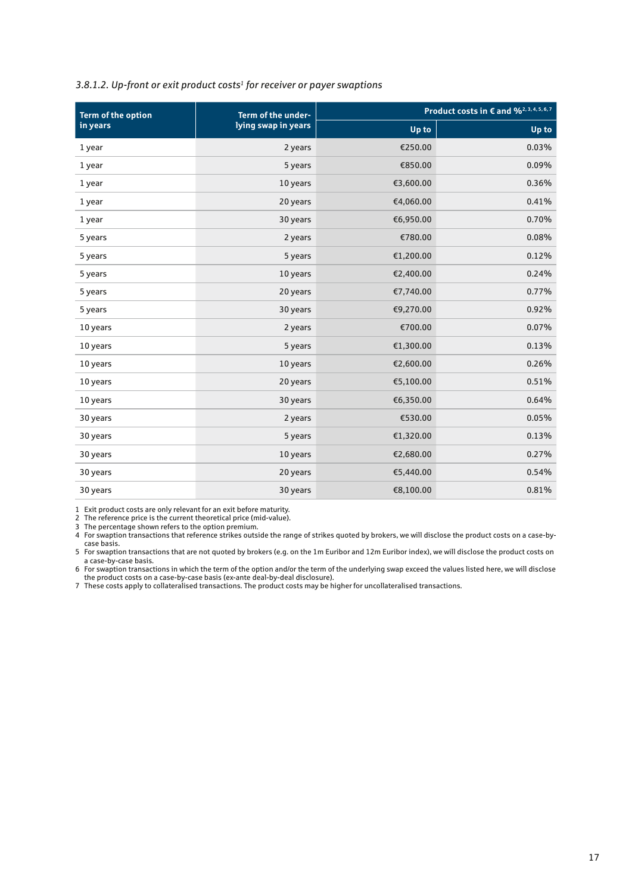*3.8.1.2. Up-front or exit product costs[1] for receiver or payer swaptions*

| Term of the option in years | Term of the underlying swap in years | Product costs in € and %[2,3,4,5,6,7] | |
|---|---|---|---|
| | | Up to | Up to |
| 1 year | 2 years | €250.00 | 0.03% |
| 1 year | 5 years | €850.00 | 0.09% |
| 1 year | 10 years | €3,600.00 | 0.36% |
| 1 year | 20 years | €4,060.00 | 0.41% |
| 1 year | 30 years | €6,950.00 | 0.70% |
| 5 years | 2 years | €780.00 | 0.08% |
| 5 years | 5 years | €1,200.00 | 0.12% |
| 5 years | 10 years | €2,400.00 | 0.24% |
| 5 years | 20 years | €7,740.00 | 0.77% |
| 5 years | 30 years | €9,270.00 | 0.92% |
| 10 years | 2 years | €700.00 | 0.07% |
| 10 years | 5 years | €1,300.00 | 0.13% |
| 10 years | 10 years | €2,600.00 | 0.26% |
| 10 years | 20 years | €5,100.00 | 0.51% |
| 10 years | 30 years | €6,350.00 | 0.64% |
| 30 years | 2 years | €530.00 | 0.05% |
| 30 years | 5 years | €1,320.00 | 0.13% |
| 30 years | 10 years | €2,680.00 | 0.27% |
| 30 years | 20 years | €5,440.00 | 0.54% |
| 30 years | 30 years | €8,100.00 | 0.81% |

1 Exit product costs are only relevant for an exit before maturity.
2 The reference price is the current theoretical price (mid-value).
3 The percentage shown refers to the option premium.
4 For swaption transactions that reference strikes outside the range of strikes quoted by brokers, we will disclose the product costs on a case-by-case basis.
5 For swaption transactions that are not quoted by brokers (e.g. on the 1m Euribor and 12m Euribor index), we will disclose the product costs on a case-by-case basis.
6 For swaption transactions in which the term of the option and/or the term of the underlying swap exceed the values listed here, we will disclose the product costs on a case-by-case basis (ex-ante deal-by-deal disclosure).
7 These costs apply to collateralised transactions. The product costs may be higher for uncollateralised transactions.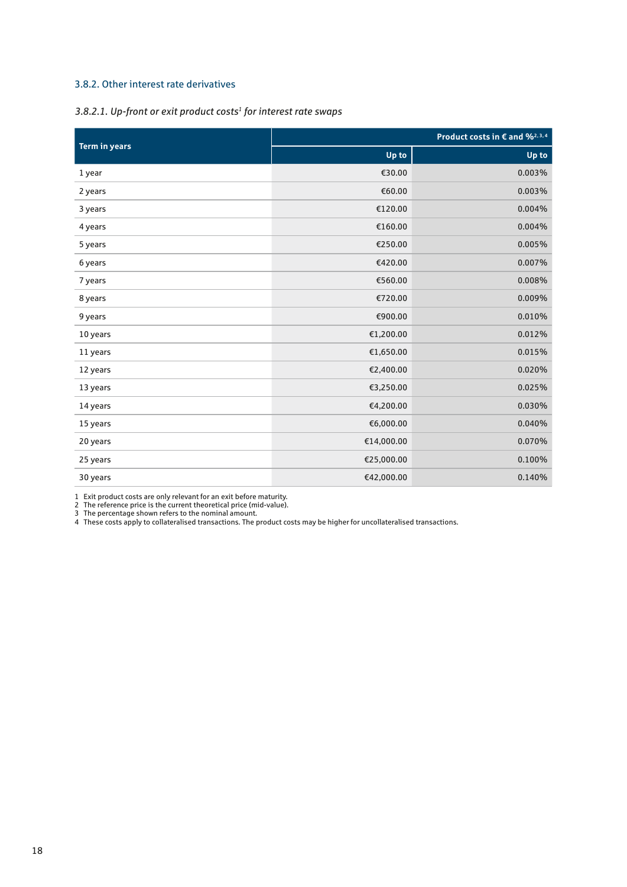### 3.8.2. Other interest rate derivatives

#### *3.8.2.1. Up-front or exit product costs[1] for interest rate swaps*

| Term in years | Product costs in € and %[2, 3, 4] | |
|---|---|---|
| | Up to | Up to |
| 1 year | €30.00 | 0.003% |
| 2 years | €60.00 | 0.003% |
| 3 years | €120.00 | 0.004% |
| 4 years | €160.00 | 0.004% |
| 5 years | €250.00 | 0.005% |
| 6 years | €420.00 | 0.007% |
| 7 years | €560.00 | 0.008% |
| 8 years | €720.00 | 0.009% |
| 9 years | €900.00 | 0.010% |
| 10 years | €1,200.00 | 0.012% |
| 11 years | €1,650.00 | 0.015% |
| 12 years | €2,400.00 | 0.020% |
| 13 years | €3,250.00 | 0.025% |
| 14 years | €4,200.00 | 0.030% |
| 15 years | €6,000.00 | 0.040% |
| 20 years | €14,000.00 | 0.070% |
| 25 years | €25,000.00 | 0.100% |
| 30 years | €42,000.00 | 0.140% |

1 Exit product costs are only relevant for an exit before maturity.
2 The reference price is the current theoretical price (mid-value).
3 The percentage shown refers to the nominal amount.
4 These costs apply to collateralised transactions. The product costs may be higher for uncollateralised transactions.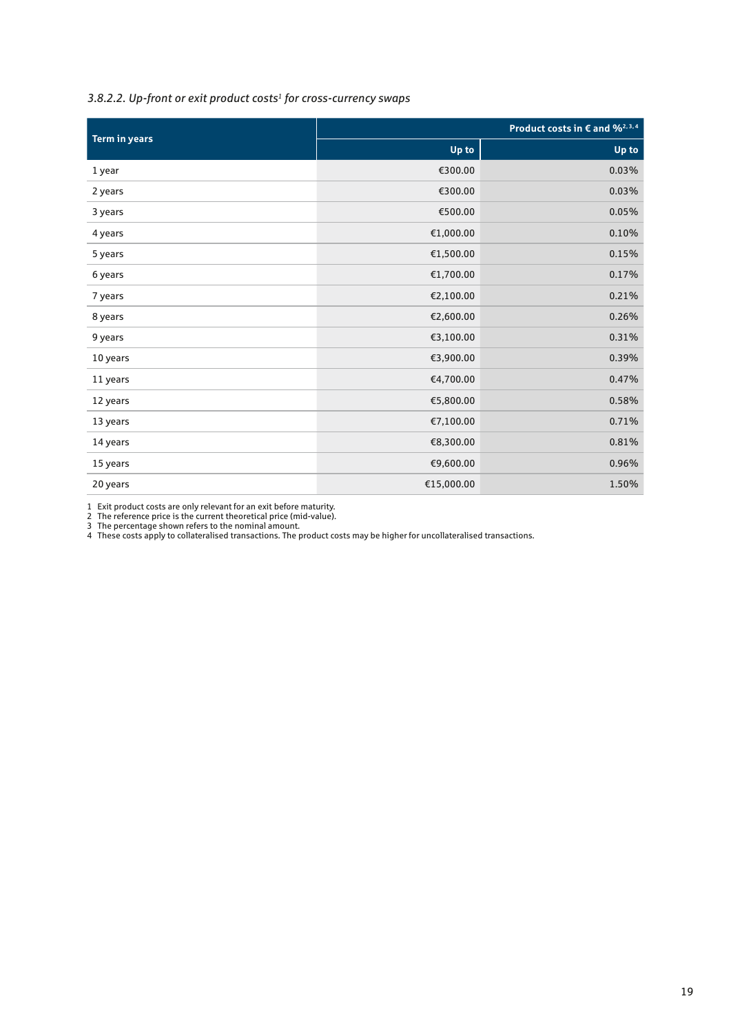### *3.8.2.2. Up-front or exit product costs[1] for cross-currency swaps*

| Term in years | Product costs in € and %[2,3,4] | |
|---|---:|---:|
| | Up to | Up to |
| 1 year | €300.00 | 0.03% |
| 2 years | €300.00 | 0.03% |
| 3 years | €500.00 | 0.05% |
| 4 years | €1,000.00 | 0.10% |
| 5 years | €1,500.00 | 0.15% |
| 6 years | €1,700.00 | 0.17% |
| 7 years | €2,100.00 | 0.21% |
| 8 years | €2,600.00 | 0.26% |
| 9 years | €3,100.00 | 0.31% |
| 10 years | €3,900.00 | 0.39% |
| 11 years | €4,700.00 | 0.47% |
| 12 years | €5,800.00 | 0.58% |
| 13 years | €7,100.00 | 0.71% |
| 14 years | €8,300.00 | 0.81% |
| 15 years | €9,600.00 | 0.96% |
| 20 years | €15,000.00 | 1.50% |

1 Exit product costs are only relevant for an exit before maturity.
2 The reference price is the current theoretical price (mid-value).
3 The percentage shown refers to the nominal amount.
4 These costs apply to collateralised transactions. The product costs may be higher for uncollateralised transactions.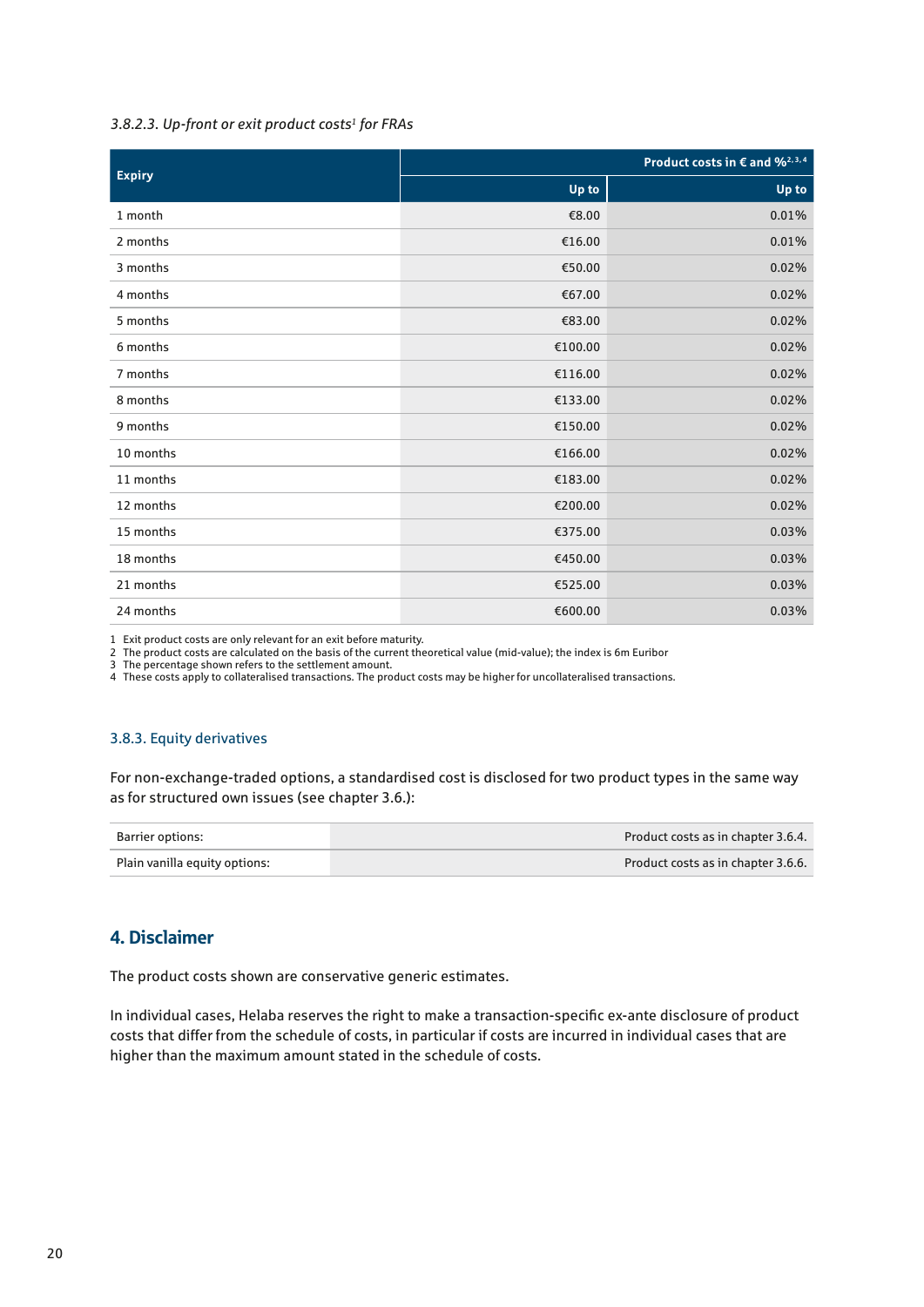*3.8.2.3. Up-front or exit product costs[1] for FRAs*

| Expiry | Product costs in € and %[2,3,4] | |
|---|---|---|
| | Up to | Up to |
| 1 month | €8.00 | 0.01% |
| 2 months | €16.00 | 0.01% |
| 3 months | €50.00 | 0.02% |
| 4 months | €67.00 | 0.02% |
| 5 months | €83.00 | 0.02% |
| 6 months | €100.00 | 0.02% |
| 7 months | €116.00 | 0.02% |
| 8 months | €133.00 | 0.02% |
| 9 months | €150.00 | 0.02% |
| 10 months | €166.00 | 0.02% |
| 11 months | €183.00 | 0.02% |
| 12 months | €200.00 | 0.02% |
| 15 months | €375.00 | 0.03% |
| 18 months | €450.00 | 0.03% |
| 21 months | €525.00 | 0.03% |
| 24 months | €600.00 | 0.03% |

1 Exit product costs are only relevant for an exit before maturity.
2 The product costs are calculated on the basis of the current theoretical value (mid-value); the index is 6m Euribor
3 The percentage shown refers to the settlement amount.
4 These costs apply to collateralised transactions. The product costs may be higher for uncollateralised transactions.

### 3.8.3. Equity derivatives

For non-exchange-traded options, a standardised cost is disclosed for two product types in the same way as for structured own issues (see chapter 3.6.):

| | |
|---|---|
| Barrier options: | Product costs as in chapter 3.6.4. |
| Plain vanilla equity options: | Product costs as in chapter 3.6.6. |

## 4. Disclaimer

The product costs shown are conservative generic estimates.

In individual cases, Helaba reserves the right to make a transaction-specific ex-ante disclosure of product costs that differ from the schedule of costs, in particular if costs are incurred in individual cases that are higher than the maximum amount stated in the schedule of costs.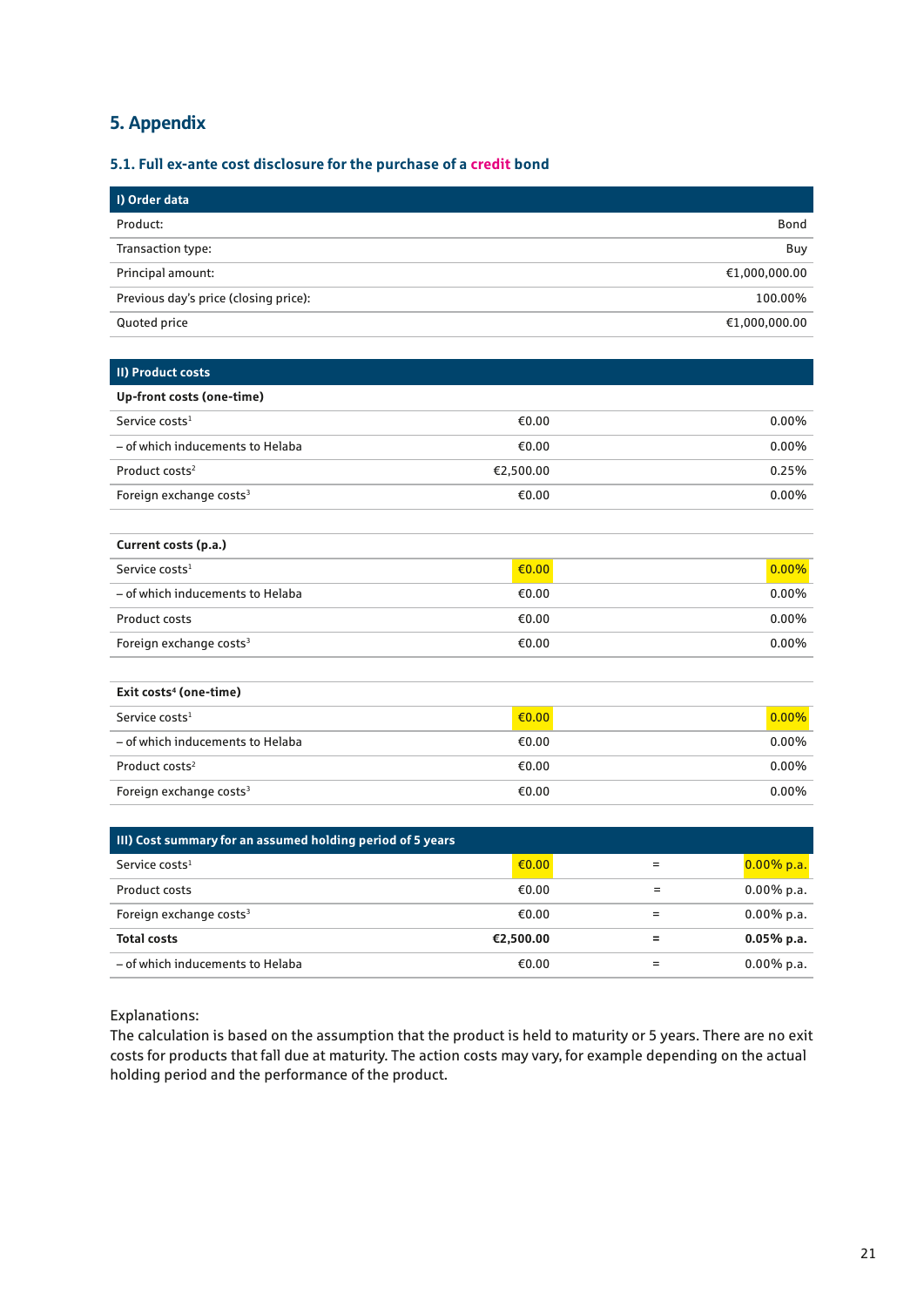## 5. Appendix

### 5.1. Full ex-ante cost disclosure for the purchase of a credit bond

| I) Order data | |
|---|---|
| Product: | Bond |
| Transaction type: | Buy |
| Principal amount: | €1,000,000.00 |
| Previous day's price (closing price): | 100.00% |
| Quoted price | €1,000,000.00 |

| II) Product costs | | |
|---|---|---|
| **Up-front costs (one-time)** | | |
| Service costs[1] | €0.00 | 0.00% |
| – of which inducements to Helaba | €0.00 | 0.00% |
| Product costs[2] | €2,500.00 | 0.25% |
| Foreign exchange costs[3] | €0.00 | 0.00% |
| | | |
| **Current costs (p.a.)** | | |
| Service costs[1] | €0.00 | 0.00% |
| – of which inducements to Helaba | €0.00 | 0.00% |
| Product costs | €0.00 | 0.00% |
| Foreign exchange costs[3] | €0.00 | 0.00% |
| | | |
| **Exit costs[4] (one-time)** | | |
| Service costs[1] | €0.00 | 0.00% |
| – of which inducements to Helaba | €0.00 | 0.00% |
| Product costs[2] | €0.00 | 0.00% |
| Foreign exchange costs[3] | €0.00 | 0.00% |

| III) Cost summary for an assumed holding period of 5 years | | | |
|---|---|---|---|
| Service costs[1] | €0.00 | = | 0.00% p.a. |
| Product costs | €0.00 | = | 0.00% p.a. |
| Foreign exchange costs[3] | €0.00 | = | 0.00% p.a. |
| **Total costs** | **€2,500.00** | **=** | **0.05% p.a.** |
| – of which inducements to Helaba | €0.00 | = | 0.00% p.a. |

Explanations:
The calculation is based on the assumption that the product is held to maturity or 5 years. There are no exit costs for products that fall due at maturity. The action costs may vary, for example depending on the actual holding period and the performance of the product.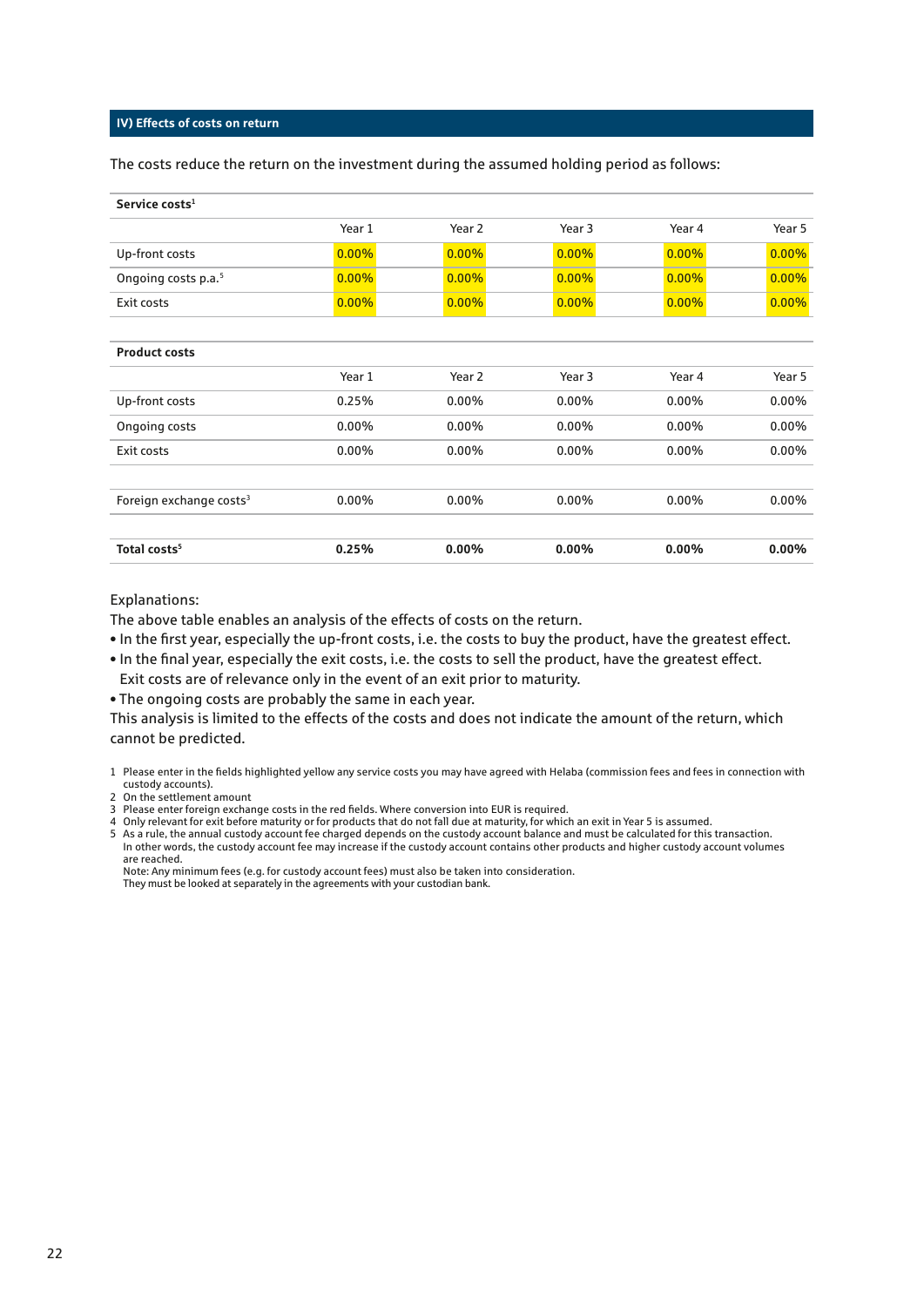## IV) Effects of costs on return

The costs reduce the return on the investment during the assumed holding period as follows:

| Service costs[1] | | | | | |
|---|---|---|---|---|---|
| | Year 1 | Year 2 | Year 3 | Year 4 | Year 5 |
| Up-front costs | 0.00% | 0.00% | 0.00% | 0.00% | 0.00% |
| Ongoing costs p.a.[5] | 0.00% | 0.00% | 0.00% | 0.00% | 0.00% |
| Exit costs | 0.00% | 0.00% | 0.00% | 0.00% | 0.00% |

| Product costs | | | | | |
|---|---|---|---|---|---|
| | Year 1 | Year 2 | Year 3 | Year 4 | Year 5 |
| Up-front costs | 0.25% | 0.00% | 0.00% | 0.00% | 0.00% |
| Ongoing costs | 0.00% | 0.00% | 0.00% | 0.00% | 0.00% |
| Exit costs | 0.00% | 0.00% | 0.00% | 0.00% | 0.00% |
| | | | | | |
| Foreign exchange costs[3] | 0.00% | 0.00% | 0.00% | 0.00% | 0.00% |
| | | | | | |
| **Total costs[5]** | **0.25%** | **0.00%** | **0.00%** | **0.00%** | **0.00%** |

Explanations:

The above table enables an analysis of the effects of costs on the return.

- In the first year, especially the up-front costs, i.e. the costs to buy the product, have the greatest effect.
- In the final year, especially the exit costs, i.e. the costs to sell the product, have the greatest effect. Exit costs are of relevance only in the event of an exit prior to maturity.
- The ongoing costs are probably the same in each year.

This analysis is limited to the effects of the costs and does not indicate the amount of the return, which cannot be predicted.

1 Please enter in the fields highlighted yellow any service costs you may have agreed with Helaba (commission fees and fees in connection with custody accounts).
2 On the settlement amount
3 Please enter foreign exchange costs in the red fields. Where conversion into EUR is required.
4 Only relevant for exit before maturity or for products that do not fall due at maturity, for which an exit in Year 5 is assumed.
5 As a rule, the annual custody account fee charged depends on the custody account balance and must be calculated for this transaction. In other words, the custody account fee may increase if the custody account contains other products and higher custody account volumes are reached.
Note: Any minimum fees (e.g. for custody account fees) must also be taken into consideration.
They must be looked at separately in the agreements with your custodian bank.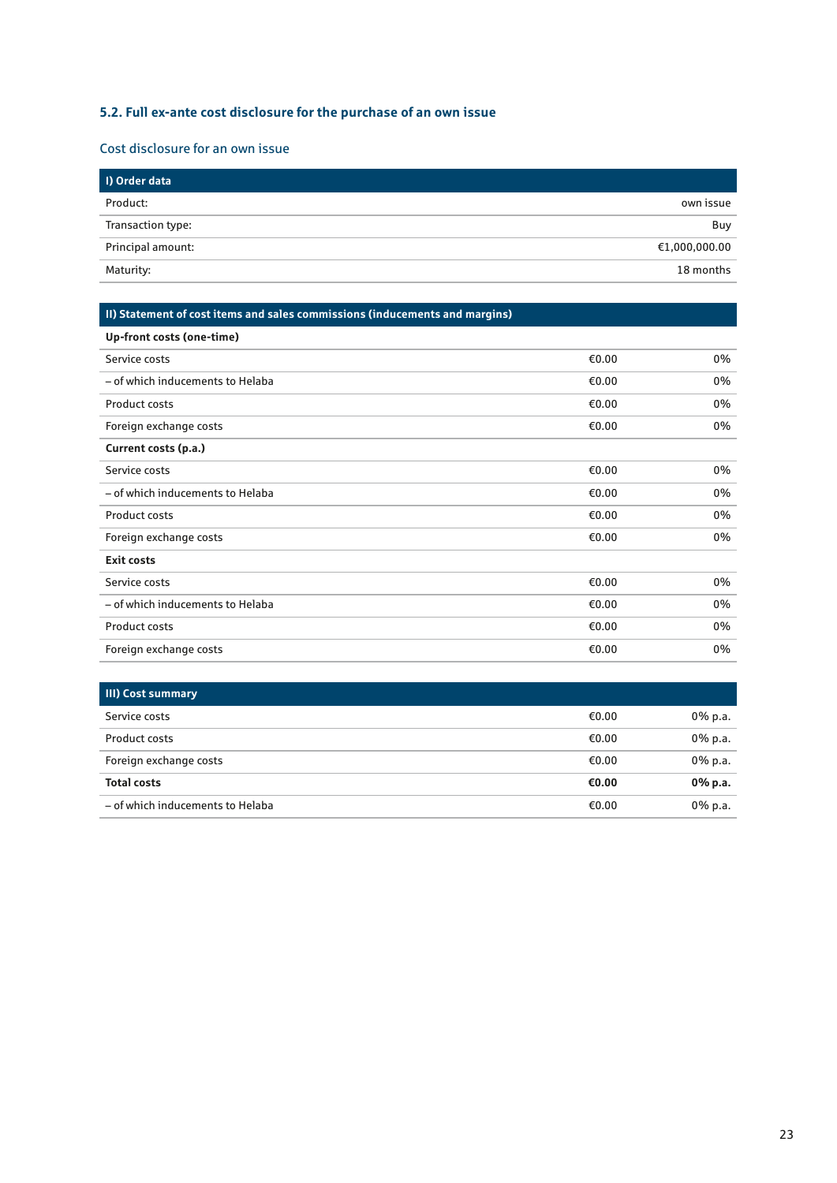## 5.2. Full ex-ante cost disclosure for the purchase of an own issue

### Cost disclosure for an own issue

| I) Order data | |
|---|---|
| Product: | own issue |
| Transaction type: | Buy |
| Principal amount: | €1,000,000.00 |
| Maturity: | 18 months |

| II) Statement of cost items and sales commissions (inducements and margins) | | |
|---|---|---|
| **Up-front costs (one-time)** | | |
| Service costs | €0.00 | 0% |
| – of which inducements to Helaba | €0.00 | 0% |
| Product costs | €0.00 | 0% |
| Foreign exchange costs | €0.00 | 0% |
| **Current costs (p.a.)** | | |
| Service costs | €0.00 | 0% |
| – of which inducements to Helaba | €0.00 | 0% |
| Product costs | €0.00 | 0% |
| Foreign exchange costs | €0.00 | 0% |
| **Exit costs** | | |
| Service costs | €0.00 | 0% |
| – of which inducements to Helaba | €0.00 | 0% |
| Product costs | €0.00 | 0% |
| Foreign exchange costs | €0.00 | 0% |

| III) Cost summary | | |
|---|---|---|
| Service costs | €0.00 | 0% p.a. |
| Product costs | €0.00 | 0% p.a. |
| Foreign exchange costs | €0.00 | 0% p.a. |
| **Total costs** | **€0.00** | **0% p.a.** |
| – of which inducements to Helaba | €0.00 | 0% p.a. |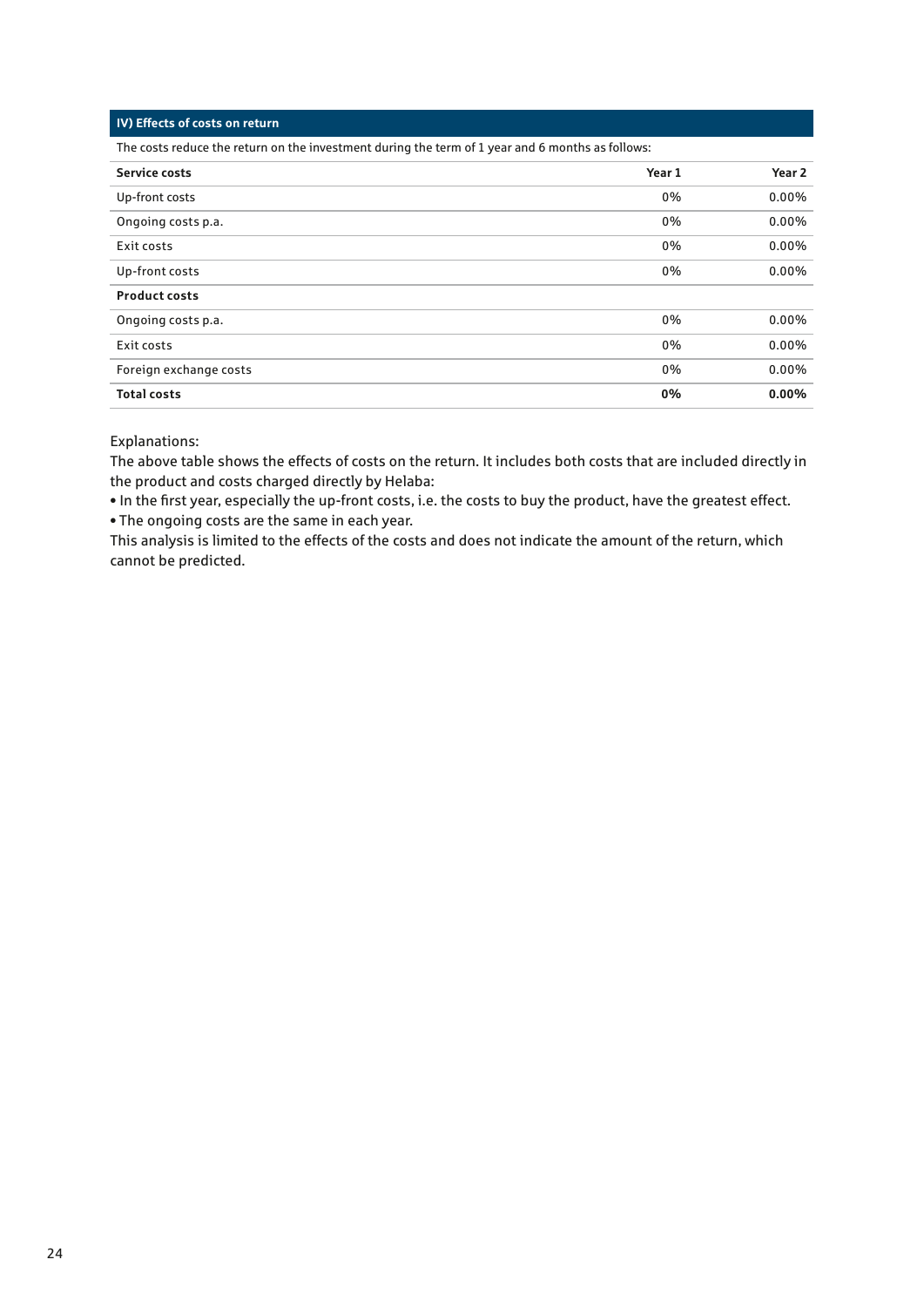## IV) Effects of costs on return

The costs reduce the return on the investment during the term of 1 year and 6 months as follows:

| **Service costs** | **Year 1** | **Year 2** |
|---|---|---|
| Up-front costs | 0% | 0.00% |
| Ongoing costs p.a. | 0% | 0.00% |
| Exit costs | 0% | 0.00% |
| Up-front costs | 0% | 0.00% |
| **Product costs** | | |
| Ongoing costs p.a. | 0% | 0.00% |
| Exit costs | 0% | 0.00% |
| Foreign exchange costs | 0% | 0.00% |
| **Total costs** | **0%** | **0.00%** |

Explanations:

The above table shows the effects of costs on the return. It includes both costs that are included directly in the product and costs charged directly by Helaba:

- In the first year, especially the up-front costs, i.e. the costs to buy the product, have the greatest effect.
- The ongoing costs are the same in each year.

This analysis is limited to the effects of the costs and does not indicate the amount of the return, which cannot be predicted.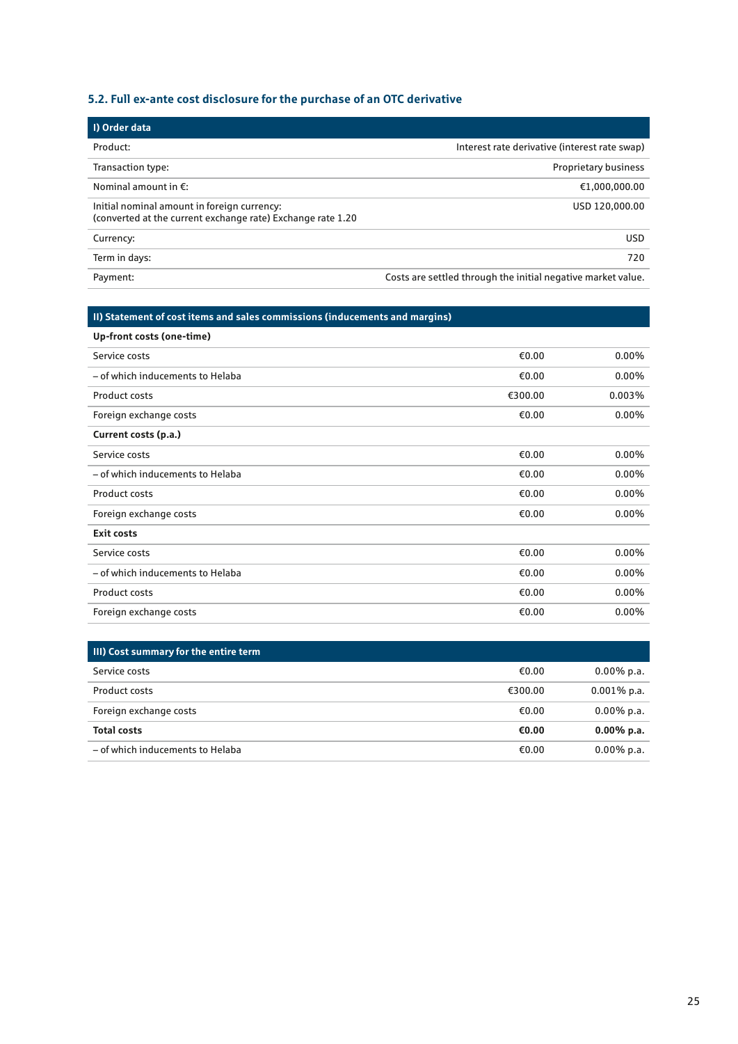## 5.2. Full ex-ante cost disclosure for the purchase of an OTC derivative

| I) Order data | |
|---|---|
| Product: | Interest rate derivative (interest rate swap) |
| Transaction type: | Proprietary business |
| Nominal amount in €: | €1,000,000.00 |
| Initial nominal amount in foreign currency: (converted at the current exchange rate) Exchange rate 1.20 | USD 120,000.00 |
| Currency: | USD |
| Term in days: | 720 |
| Payment: | Costs are settled through the initial negative market value. |

| II) Statement of cost items and sales commissions (inducements and margins) | | |
|---|---|---|
| **Up-front costs (one-time)** | | |
| Service costs | €0.00 | 0.00% |
| – of which inducements to Helaba | €0.00 | 0.00% |
| Product costs | €300.00 | 0.003% |
| Foreign exchange costs | €0.00 | 0.00% |
| **Current costs (p.a.)** | | |
| Service costs | €0.00 | 0.00% |
| – of which inducements to Helaba | €0.00 | 0.00% |
| Product costs | €0.00 | 0.00% |
| Foreign exchange costs | €0.00 | 0.00% |
| **Exit costs** | | |
| Service costs | €0.00 | 0.00% |
| – of which inducements to Helaba | €0.00 | 0.00% |
| Product costs | €0.00 | 0.00% |
| Foreign exchange costs | €0.00 | 0.00% |

| III) Cost summary for the entire term | | |
|---|---|---|
| Service costs | €0.00 | 0.00% p.a. |
| Product costs | €300.00 | 0.001% p.a. |
| Foreign exchange costs | €0.00 | 0.00% p.a. |
| **Total costs** | **€0.00** | **0.00% p.a.** |
| – of which inducements to Helaba | €0.00 | 0.00% p.a. |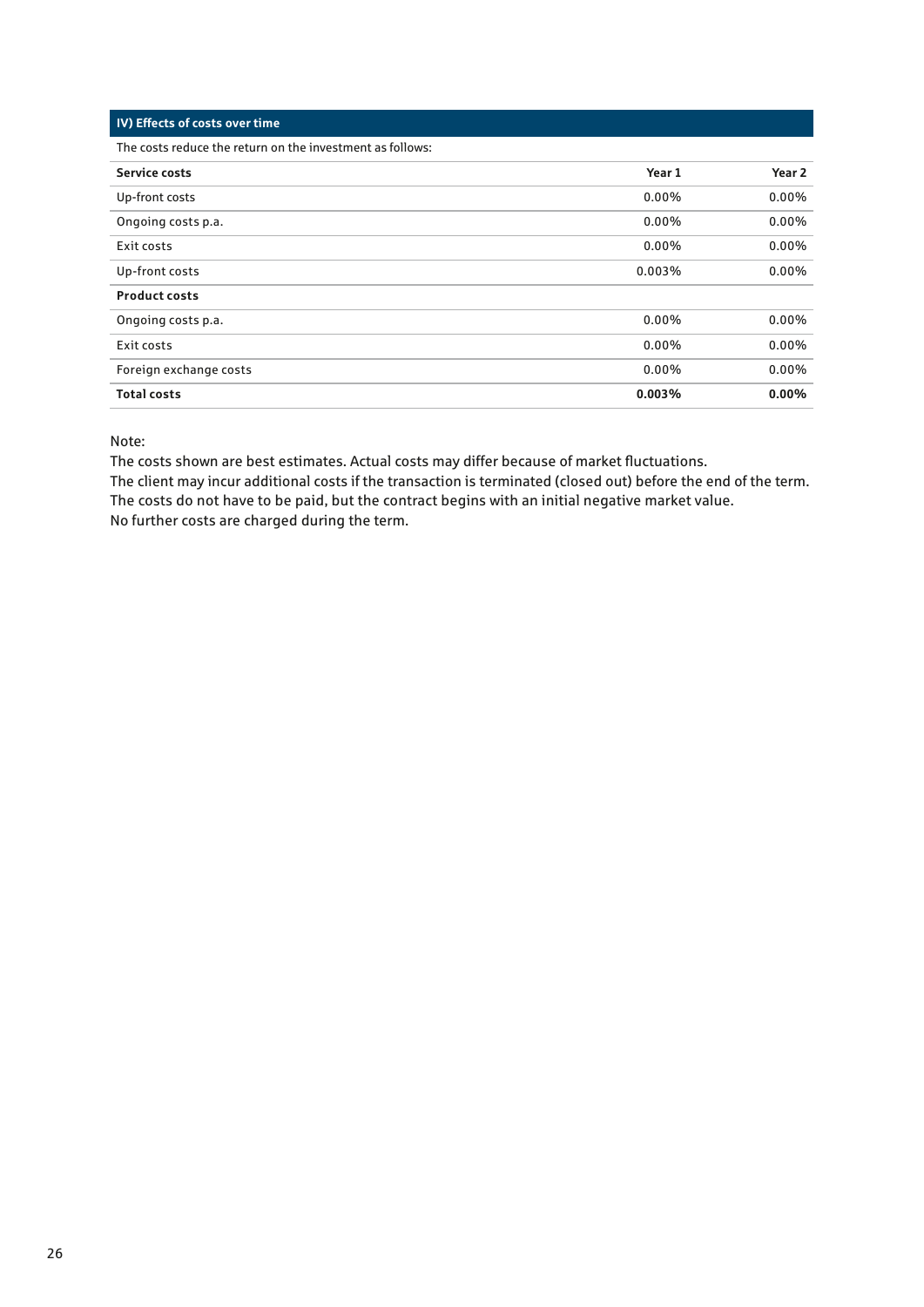## IV) Effects of costs over time

The costs reduce the return on the investment as follows:

| **Service costs** | **Year 1** | **Year 2** |
|---|---|---|
| Up-front costs | 0.00% | 0.00% |
| Ongoing costs p.a. | 0.00% | 0.00% |
| Exit costs | 0.00% | 0.00% |
| Up-front costs | 0.003% | 0.00% |
| **Product costs** | | |
| Ongoing costs p.a. | 0.00% | 0.00% |
| Exit costs | 0.00% | 0.00% |
| Foreign exchange costs | 0.00% | 0.00% |
| **Total costs** | **0.003%** | **0.00%** |

Note:
The costs shown are best estimates. Actual costs may differ because of market fluctuations.
The client may incur additional costs if the transaction is terminated (closed out) before the end of the term.
The costs do not have to be paid, but the contract begins with an initial negative market value.
No further costs are charged during the term.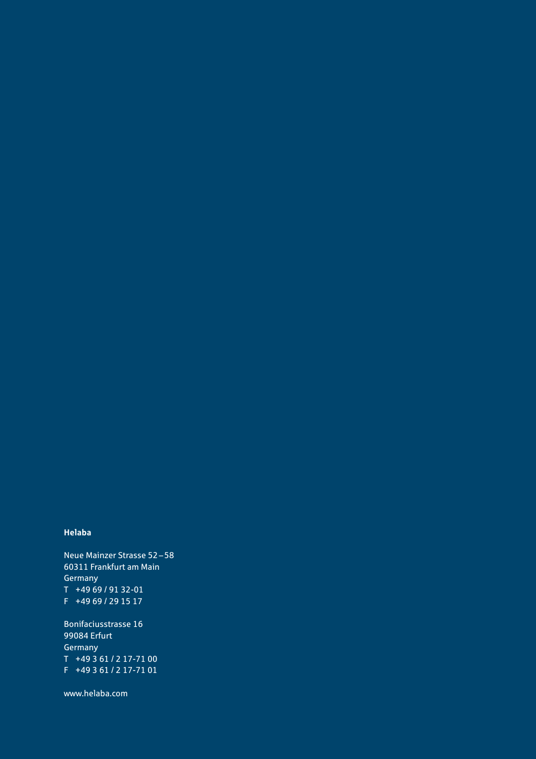**Helaba**

Neue Mainzer Strasse 52 – 58
60311 Frankfurt am Main
Germany
T +49 69 / 91 32-01
F +49 69 / 29 15 17

Bonifaciusstrasse 16
99084 Erfurt
Germany
T +49 3 61 / 2 17-71 00
F +49 3 61 / 2 17-71 01

www.helaba.com